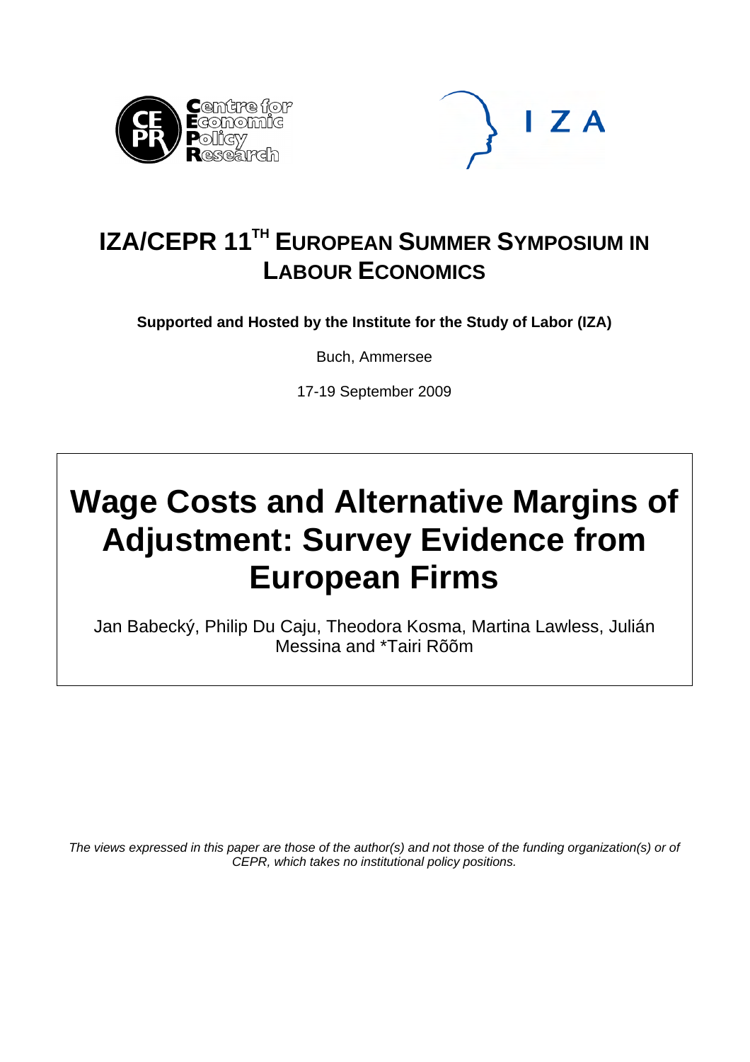# IZA/CEPR 11[TH] EUROPEAN SUMMER SYMPOSIUM IN LABOUR ECONOMICS

**Supported and Hosted by the Institute for the Study of Labor (IZA)**

Buch, Ammersee

17-19 September 2009

# Wage Costs and Alternative Margins of Adjustment: Survey Evidence from European Firms

Jan Babecký, Philip Du Caju, Theodora Kosma, Martina Lawless, Julián Messina and *Tairi Rõõm

*The views expressed in this paper are those of the author(s) and not those of the funding organization(s) or of CEPR, which takes no institutional policy positions.*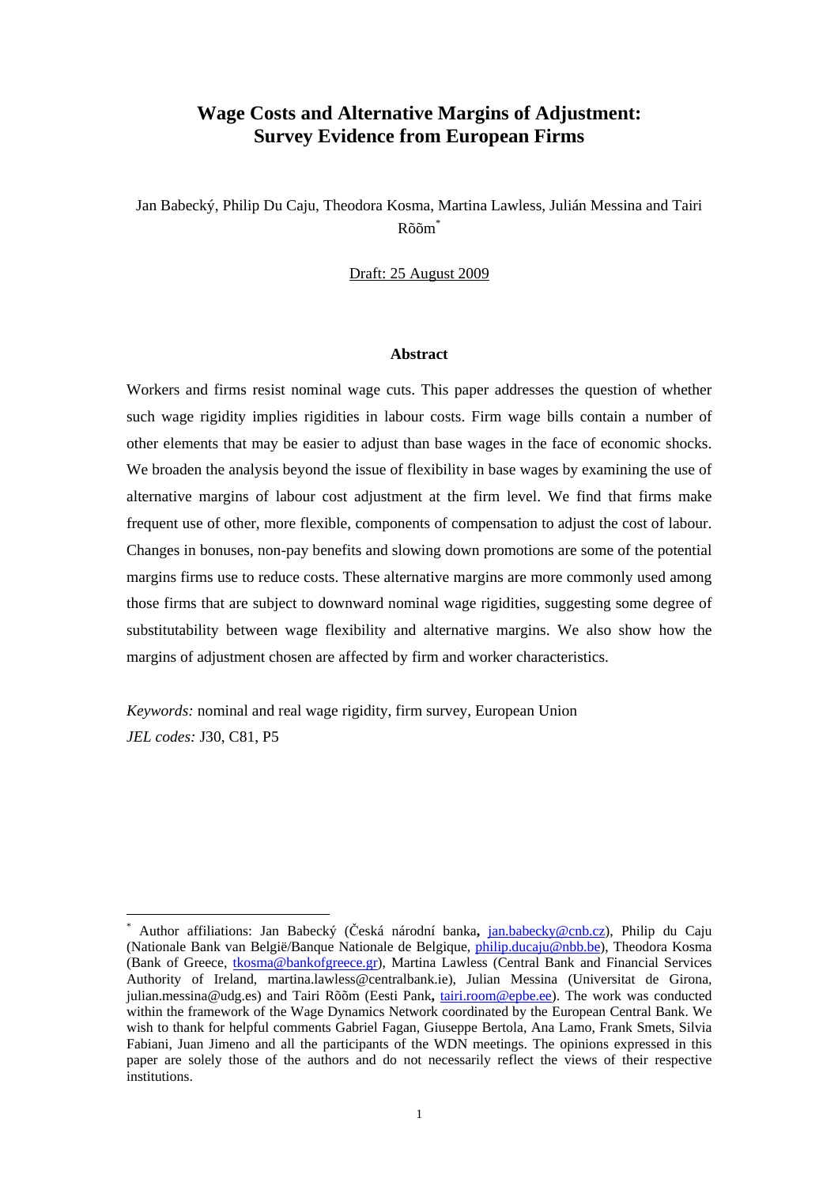# Wage Costs and Alternative Margins of Adjustment: Survey Evidence from European Firms

Jan Babecký, Philip Du Caju, Theodora Kosma, Martina Lawless, Julián Messina and Tairi Rõõm[*]

Draft: 25 August 2009

## Abstract

Workers and firms resist nominal wage cuts. This paper addresses the question of whether such wage rigidity implies rigidities in labour costs. Firm wage bills contain a number of other elements that may be easier to adjust than base wages in the face of economic shocks. We broaden the analysis beyond the issue of flexibility in base wages by examining the use of alternative margins of labour cost adjustment at the firm level. We find that firms make frequent use of other, more flexible, components of compensation to adjust the cost of labour. Changes in bonuses, non-pay benefits and slowing down promotions are some of the potential margins firms use to reduce costs. These alternative margins are more commonly used among those firms that are subject to downward nominal wage rigidities, suggesting some degree of substitutability between wage flexibility and alternative margins. We also show how the margins of adjustment chosen are affected by firm and worker characteristics.

*Keywords:* nominal and real wage rigidity, firm survey, European Union

*JEL codes:* J30, C81, P5

---

[*] Author affiliations: Jan Babecký (Česká národní banka, jan.babecky@cnb.cz), Philip du Caju (Nationale Bank van België/Banque Nationale de Belgique, philip.ducaju@nbb.be), Theodora Kosma (Bank of Greece, tkosma@bankofgreece.gr), Martina Lawless (Central Bank and Financial Services Authority of Ireland, martina.lawless@centralbank.ie), Julian Messina (Universitat de Girona, julian.messina@udg.es) and Tairi Rõõm (Eesti Pank, tairi.room@epbe.ee). The work was conducted within the framework of the Wage Dynamics Network coordinated by the European Central Bank. We wish to thank for helpful comments Gabriel Fagan, Giuseppe Bertola, Ana Lamo, Frank Smets, Silvia Fabiani, Juan Jimeno and all the participants of the WDN meetings. The opinions expressed in this paper are solely those of the authors and do not necessarily reflect the views of their respective institutions.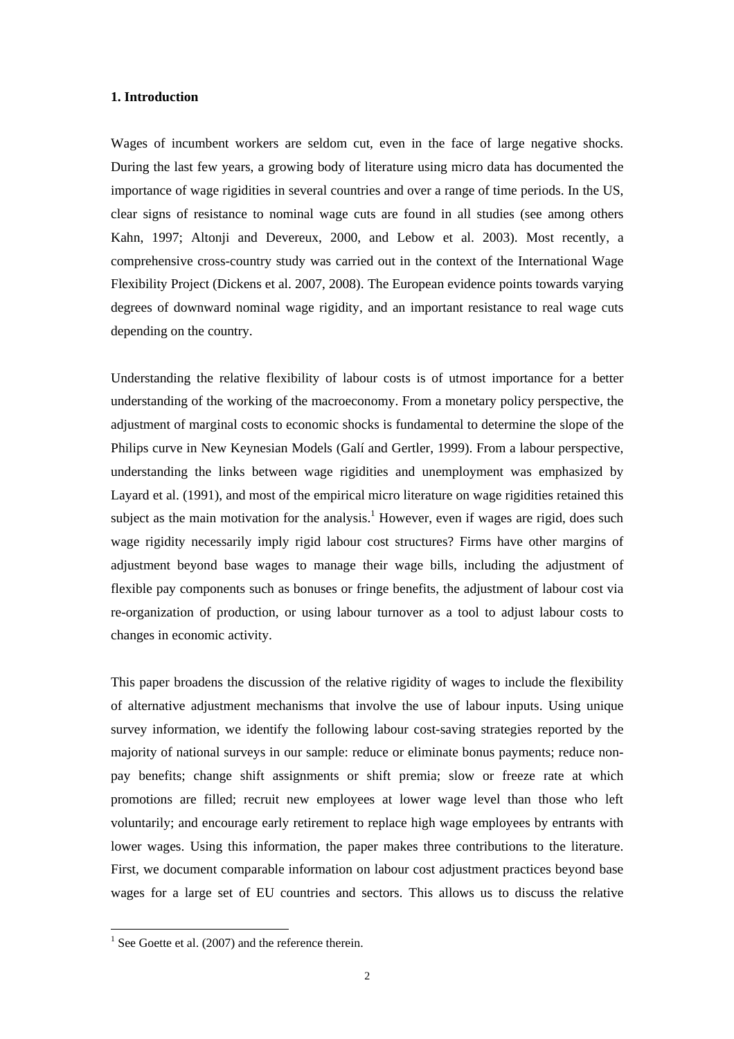## 1. Introduction

Wages of incumbent workers are seldom cut, even in the face of large negative shocks. During the last few years, a growing body of literature using micro data has documented the importance of wage rigidities in several countries and over a range of time periods. In the US, clear signs of resistance to nominal wage cuts are found in all studies (see among others Kahn, 1997; Altonji and Devereux, 2000, and Lebow et al. 2003). Most recently, a comprehensive cross-country study was carried out in the context of the International Wage Flexibility Project (Dickens et al. 2007, 2008). The European evidence points towards varying degrees of downward nominal wage rigidity, and an important resistance to real wage cuts depending on the country.

Understanding the relative flexibility of labour costs is of utmost importance for a better understanding of the working of the macroeconomy. From a monetary policy perspective, the adjustment of marginal costs to economic shocks is fundamental to determine the slope of the Philips curve in New Keynesian Models (Galí and Gertler, 1999). From a labour perspective, understanding the links between wage rigidities and unemployment was emphasized by Layard et al. (1991), and most of the empirical micro literature on wage rigidities retained this subject as the main motivation for the analysis.[1] However, even if wages are rigid, does such wage rigidity necessarily imply rigid labour cost structures? Firms have other margins of adjustment beyond base wages to manage their wage bills, including the adjustment of flexible pay components such as bonuses or fringe benefits, the adjustment of labour cost via re-organization of production, or using labour turnover as a tool to adjust labour costs to changes in economic activity.

This paper broadens the discussion of the relative rigidity of wages to include the flexibility of alternative adjustment mechanisms that involve the use of labour inputs. Using unique survey information, we identify the following labour cost-saving strategies reported by the majority of national surveys in our sample: reduce or eliminate bonus payments; reduce non-pay benefits; change shift assignments or shift premia; slow or freeze rate at which promotions are filled; recruit new employees at lower wage level than those who left voluntarily; and encourage early retirement to replace high wage employees by entrants with lower wages. Using this information, the paper makes three contributions to the literature. First, we document comparable information on labour cost adjustment practices beyond base wages for a large set of EU countries and sectors. This allows us to discuss the relative

[1] See Goette et al. (2007) and the reference therein.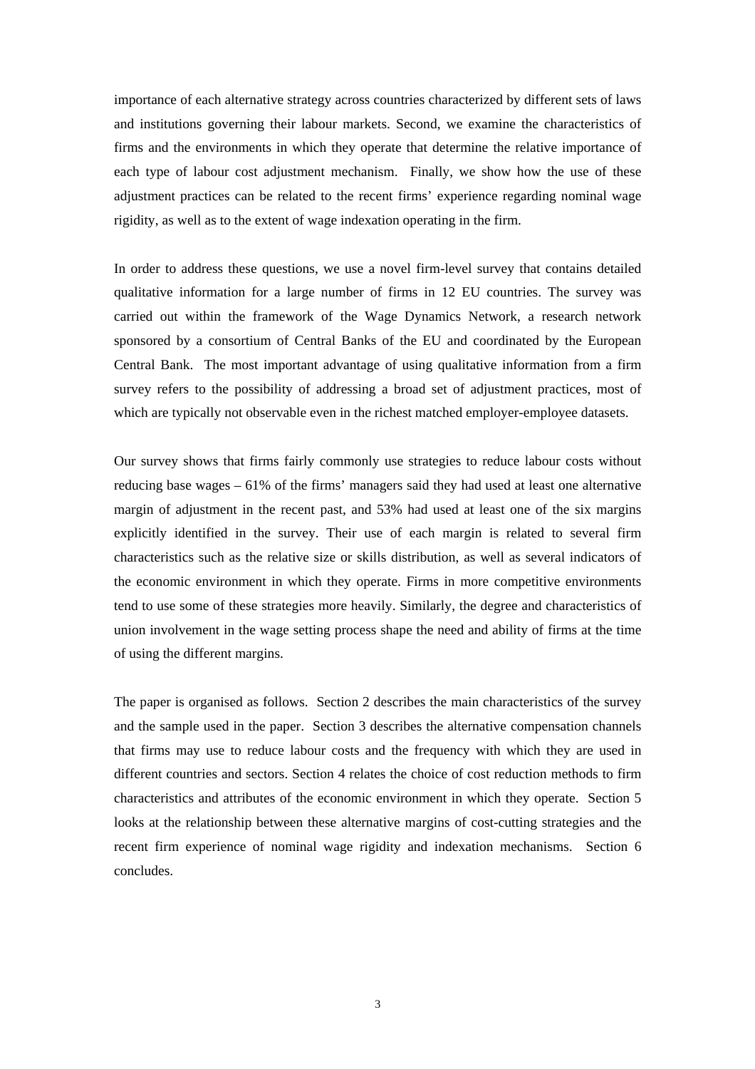importance of each alternative strategy across countries characterized by different sets of laws and institutions governing their labour markets. Second, we examine the characteristics of firms and the environments in which they operate that determine the relative importance of each type of labour cost adjustment mechanism. Finally, we show how the use of these adjustment practices can be related to the recent firms' experience regarding nominal wage rigidity, as well as to the extent of wage indexation operating in the firm.

In order to address these questions, we use a novel firm-level survey that contains detailed qualitative information for a large number of firms in 12 EU countries. The survey was carried out within the framework of the Wage Dynamics Network, a research network sponsored by a consortium of Central Banks of the EU and coordinated by the European Central Bank. The most important advantage of using qualitative information from a firm survey refers to the possibility of addressing a broad set of adjustment practices, most of which are typically not observable even in the richest matched employer-employee datasets.

Our survey shows that firms fairly commonly use strategies to reduce labour costs without reducing base wages – 61% of the firms' managers said they had used at least one alternative margin of adjustment in the recent past, and 53% had used at least one of the six margins explicitly identified in the survey. Their use of each margin is related to several firm characteristics such as the relative size or skills distribution, as well as several indicators of the economic environment in which they operate. Firms in more competitive environments tend to use some of these strategies more heavily. Similarly, the degree and characteristics of union involvement in the wage setting process shape the need and ability of firms at the time of using the different margins.

The paper is organised as follows. Section 2 describes the main characteristics of the survey and the sample used in the paper. Section 3 describes the alternative compensation channels that firms may use to reduce labour costs and the frequency with which they are used in different countries and sectors. Section 4 relates the choice of cost reduction methods to firm characteristics and attributes of the economic environment in which they operate. Section 5 looks at the relationship between these alternative margins of cost-cutting strategies and the recent firm experience of nominal wage rigidity and indexation mechanisms. Section 6 concludes.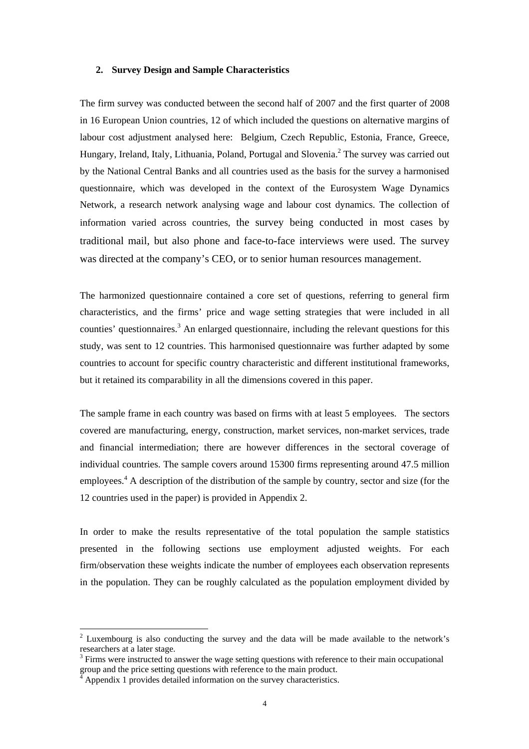## 2. Survey Design and Sample Characteristics

The firm survey was conducted between the second half of 2007 and the first quarter of 2008 in 16 European Union countries, 12 of which included the questions on alternative margins of labour cost adjustment analysed here: Belgium, Czech Republic, Estonia, France, Greece, Hungary, Ireland, Italy, Lithuania, Poland, Portugal and Slovenia.[2] The survey was carried out by the National Central Banks and all countries used as the basis for the survey a harmonised questionnaire, which was developed in the context of the Eurosystem Wage Dynamics Network, a research network analysing wage and labour cost dynamics. The collection of information varied across countries, the survey being conducted in most cases by traditional mail, but also phone and face-to-face interviews were used. The survey was directed at the company's CEO, or to senior human resources management.

The harmonized questionnaire contained a core set of questions, referring to general firm characteristics, and the firms' price and wage setting strategies that were included in all counties' questionnaires.[3] An enlarged questionnaire, including the relevant questions for this study, was sent to 12 countries. This harmonised questionnaire was further adapted by some countries to account for specific country characteristic and different institutional frameworks, but it retained its comparability in all the dimensions covered in this paper.

The sample frame in each country was based on firms with at least 5 employees. The sectors covered are manufacturing, energy, construction, market services, non-market services, trade and financial intermediation; there are however differences in the sectoral coverage of individual countries. The sample covers around 15300 firms representing around 47.5 million employees.[4] A description of the distribution of the sample by country, sector and size (for the 12 countries used in the paper) is provided in Appendix 2.

In order to make the results representative of the total population the sample statistics presented in the following sections use employment adjusted weights. For each firm/observation these weights indicate the number of employees each observation represents in the population. They can be roughly calculated as the population employment divided by

---

[2] Luxembourg is also conducting the survey and the data will be made available to the network's researchers at a later stage.

[3] Firms were instructed to answer the wage setting questions with reference to their main occupational group and the price setting questions with reference to the main product.

[4] Appendix 1 provides detailed information on the survey characteristics.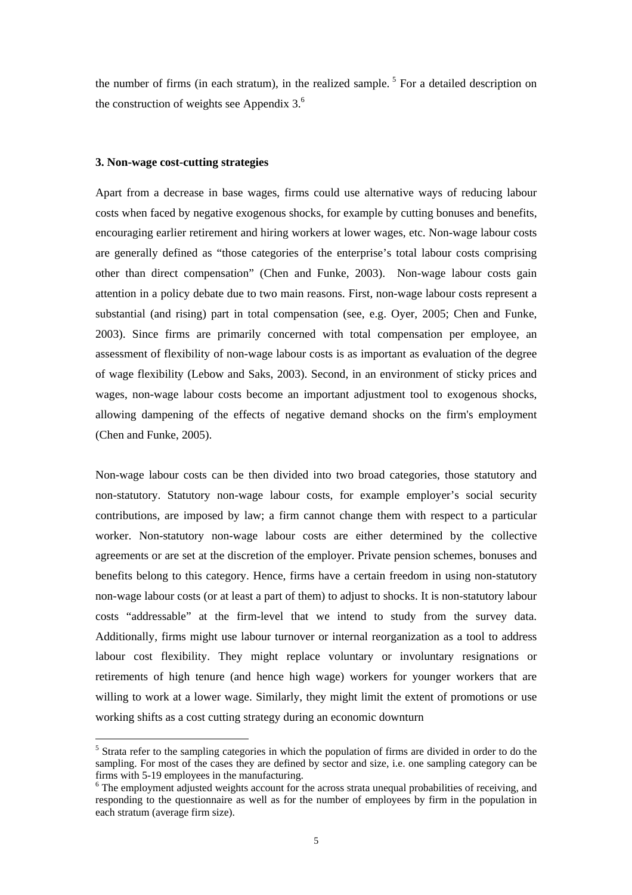the number of firms (in each stratum), in the realized sample. [5] For a detailed description on the construction of weights see Appendix 3.[6]

### 3. Non-wage cost-cutting strategies

Apart from a decrease in base wages, firms could use alternative ways of reducing labour costs when faced by negative exogenous shocks, for example by cutting bonuses and benefits, encouraging earlier retirement and hiring workers at lower wages, etc. Non-wage labour costs are generally defined as "those categories of the enterprise's total labour costs comprising other than direct compensation" (Chen and Funke, 2003). Non-wage labour costs gain attention in a policy debate due to two main reasons. First, non-wage labour costs represent a substantial (and rising) part in total compensation (see, e.g. Oyer, 2005; Chen and Funke, 2003). Since firms are primarily concerned with total compensation per employee, an assessment of flexibility of non-wage labour costs is as important as evaluation of the degree of wage flexibility (Lebow and Saks, 2003). Second, in an environment of sticky prices and wages, non-wage labour costs become an important adjustment tool to exogenous shocks, allowing dampening of the effects of negative demand shocks on the firm's employment (Chen and Funke, 2005).

Non-wage labour costs can be then divided into two broad categories, those statutory and non-statutory. Statutory non-wage labour costs, for example employer's social security contributions, are imposed by law; a firm cannot change them with respect to a particular worker. Non-statutory non-wage labour costs are either determined by the collective agreements or are set at the discretion of the employer. Private pension schemes, bonuses and benefits belong to this category. Hence, firms have a certain freedom in using non-statutory non-wage labour costs (or at least a part of them) to adjust to shocks. It is non-statutory labour costs "addressable" at the firm-level that we intend to study from the survey data. Additionally, firms might use labour turnover or internal reorganization as a tool to address labour cost flexibility. They might replace voluntary or involuntary resignations or retirements of high tenure (and hence high wage) workers for younger workers that are willing to work at a lower wage. Similarly, they might limit the extent of promotions or use working shifts as a cost cutting strategy during an economic downturn

---

[5] Strata refer to the sampling categories in which the population of firms are divided in order to do the sampling. For most of the cases they are defined by sector and size, i.e. one sampling category can be firms with 5-19 employees in the manufacturing.

[6] The employment adjusted weights account for the across strata unequal probabilities of receiving, and responding to the questionnaire as well as for the number of employees by firm in the population in each stratum (average firm size).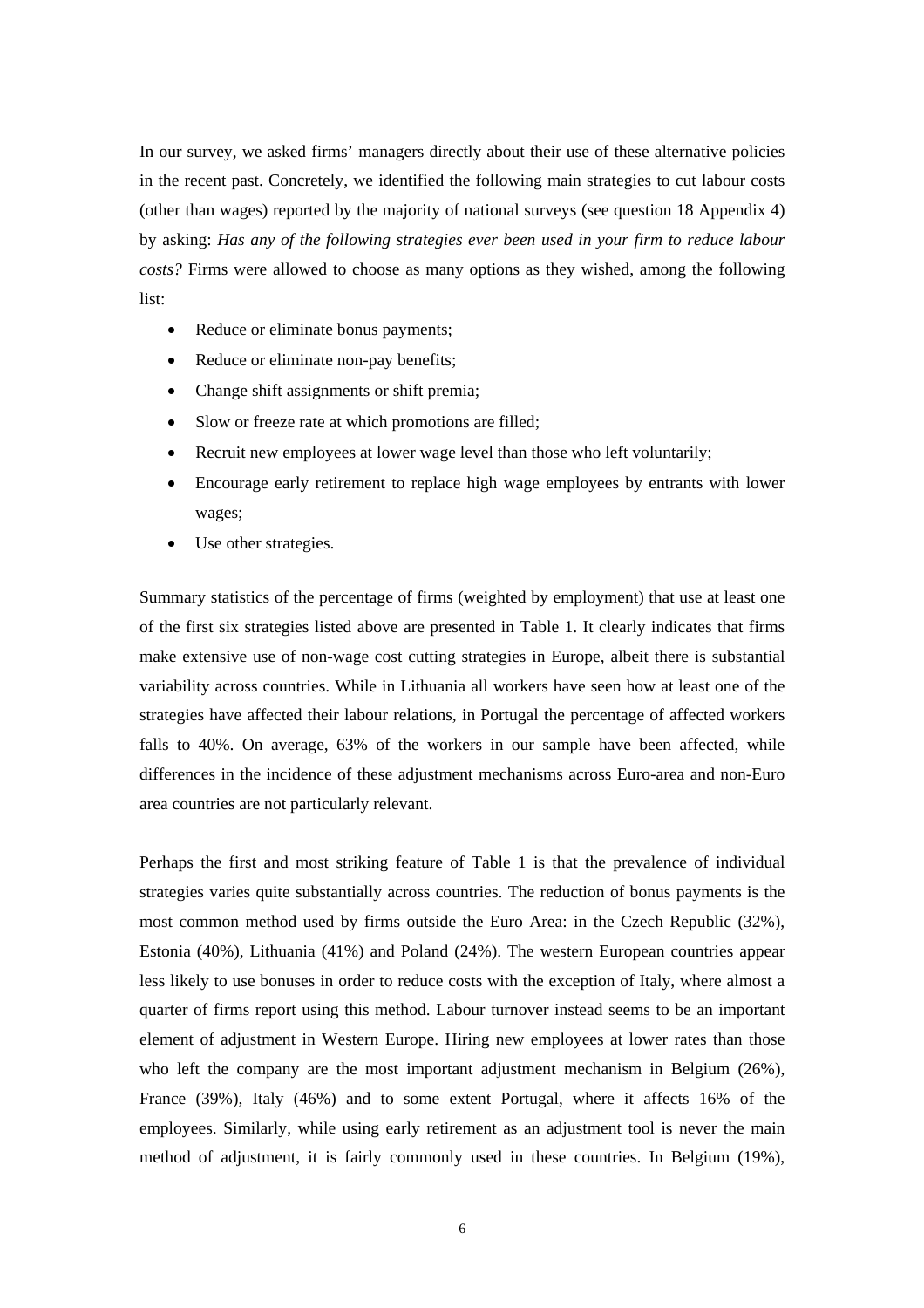In our survey, we asked firms' managers directly about their use of these alternative policies in the recent past. Concretely, we identified the following main strategies to cut labour costs (other than wages) reported by the majority of national surveys (see question 18 Appendix 4) by asking: *Has any of the following strategies ever been used in your firm to reduce labour costs?* Firms were allowed to choose as many options as they wished, among the following list:

- Reduce or eliminate bonus payments;
- Reduce or eliminate non-pay benefits;
- Change shift assignments or shift premia;
- Slow or freeze rate at which promotions are filled;
- Recruit new employees at lower wage level than those who left voluntarily;
- Encourage early retirement to replace high wage employees by entrants with lower wages;
- Use other strategies.

Summary statistics of the percentage of firms (weighted by employment) that use at least one of the first six strategies listed above are presented in Table 1. It clearly indicates that firms make extensive use of non-wage cost cutting strategies in Europe, albeit there is substantial variability across countries. While in Lithuania all workers have seen how at least one of the strategies have affected their labour relations, in Portugal the percentage of affected workers falls to 40%. On average, 63% of the workers in our sample have been affected, while differences in the incidence of these adjustment mechanisms across Euro-area and non-Euro area countries are not particularly relevant.

Perhaps the first and most striking feature of Table 1 is that the prevalence of individual strategies varies quite substantially across countries. The reduction of bonus payments is the most common method used by firms outside the Euro Area: in the Czech Republic (32%), Estonia (40%), Lithuania (41%) and Poland (24%). The western European countries appear less likely to use bonuses in order to reduce costs with the exception of Italy, where almost a quarter of firms report using this method. Labour turnover instead seems to be an important element of adjustment in Western Europe. Hiring new employees at lower rates than those who left the company are the most important adjustment mechanism in Belgium (26%), France (39%), Italy (46%) and to some extent Portugal, where it affects 16% of the employees. Similarly, while using early retirement as an adjustment tool is never the main method of adjustment, it is fairly commonly used in these countries. In Belgium (19%),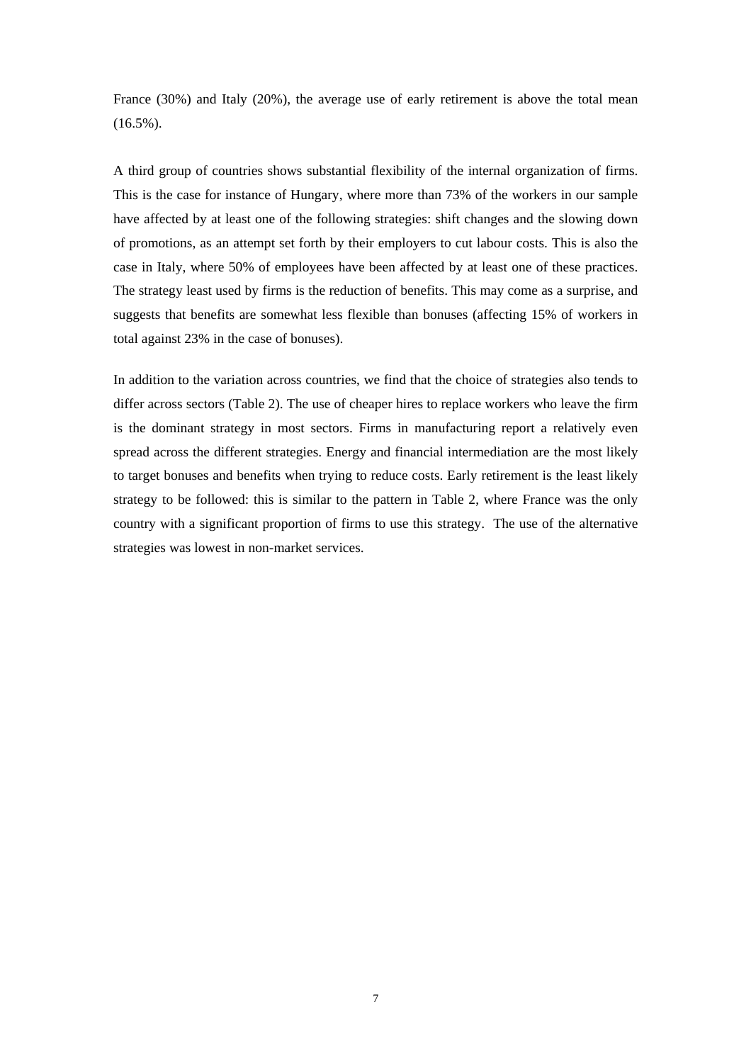France (30%) and Italy (20%), the average use of early retirement is above the total mean (16.5%).

A third group of countries shows substantial flexibility of the internal organization of firms. This is the case for instance of Hungary, where more than 73% of the workers in our sample have affected by at least one of the following strategies: shift changes and the slowing down of promotions, as an attempt set forth by their employers to cut labour costs. This is also the case in Italy, where 50% of employees have been affected by at least one of these practices. The strategy least used by firms is the reduction of benefits. This may come as a surprise, and suggests that benefits are somewhat less flexible than bonuses (affecting 15% of workers in total against 23% in the case of bonuses).

In addition to the variation across countries, we find that the choice of strategies also tends to differ across sectors (Table 2). The use of cheaper hires to replace workers who leave the firm is the dominant strategy in most sectors. Firms in manufacturing report a relatively even spread across the different strategies. Energy and financial intermediation are the most likely to target bonuses and benefits when trying to reduce costs. Early retirement is the least likely strategy to be followed: this is similar to the pattern in Table 2, where France was the only country with a significant proportion of firms to use this strategy. The use of the alternative strategies was lowest in non-market services.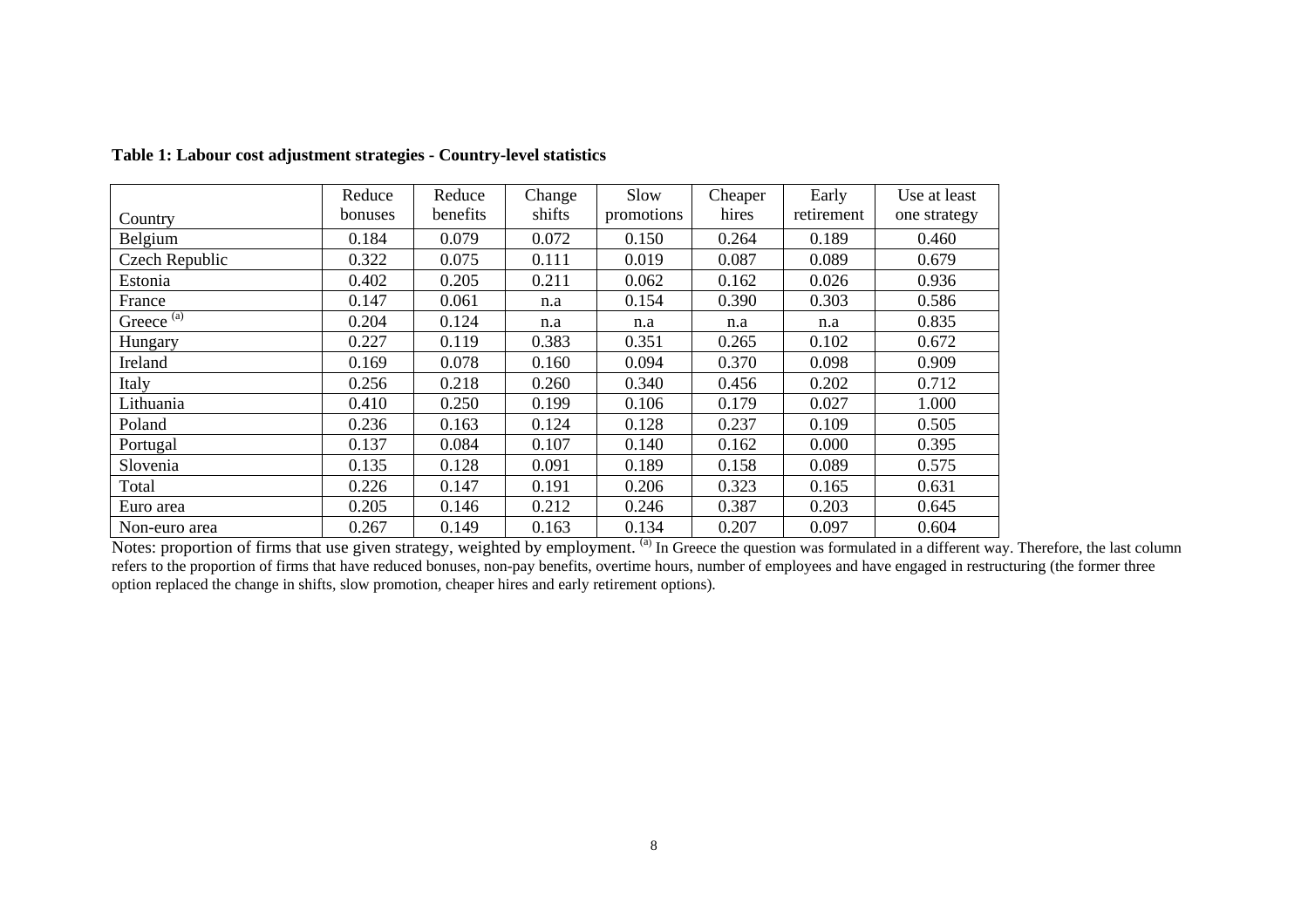**Table 1: Labour cost adjustment strategies - Country-level statistics**

| Country | Reduce bonuses | Reduce benefits | Change shifts | Slow promotions | Cheaper hires | Early retirement | Use at least one strategy |
|---|---|---|---|---|---|---|---|
| Belgium | 0.184 | 0.079 | 0.072 | 0.150 | 0.264 | 0.189 | 0.460 |
| Czech Republic | 0.322 | 0.075 | 0.111 | 0.019 | 0.087 | 0.089 | 0.679 |
| Estonia | 0.402 | 0.205 | 0.211 | 0.062 | 0.162 | 0.026 | 0.936 |
| France | 0.147 | 0.061 | n.a | 0.154 | 0.390 | 0.303 | 0.586 |
| Greece [(a)] | 0.204 | 0.124 | n.a | n.a | n.a | n.a | 0.835 |
| Hungary | 0.227 | 0.119 | 0.383 | 0.351 | 0.265 | 0.102 | 0.672 |
| Ireland | 0.169 | 0.078 | 0.160 | 0.094 | 0.370 | 0.098 | 0.909 |
| Italy | 0.256 | 0.218 | 0.260 | 0.340 | 0.456 | 0.202 | 0.712 |
| Lithuania | 0.410 | 0.250 | 0.199 | 0.106 | 0.179 | 0.027 | 1.000 |
| Poland | 0.236 | 0.163 | 0.124 | 0.128 | 0.237 | 0.109 | 0.505 |
| Portugal | 0.137 | 0.084 | 0.107 | 0.140 | 0.162 | 0.000 | 0.395 |
| Slovenia | 0.135 | 0.128 | 0.091 | 0.189 | 0.158 | 0.089 | 0.575 |
| Total | 0.226 | 0.147 | 0.191 | 0.206 | 0.323 | 0.165 | 0.631 |
| Euro area | 0.205 | 0.146 | 0.212 | 0.246 | 0.387 | 0.203 | 0.645 |
| Non-euro area | 0.267 | 0.149 | 0.163 | 0.134 | 0.207 | 0.097 | 0.604 |

Notes: proportion of firms that use given strategy, weighted by employment. [(a)] In Greece the question was formulated in a different way. Therefore, the last column refers to the proportion of firms that have reduced bonuses, non-pay benefits, overtime hours, number of employees and have engaged in restructuring (the former three option replaced the change in shifts, slow promotion, cheaper hires and early retirement options).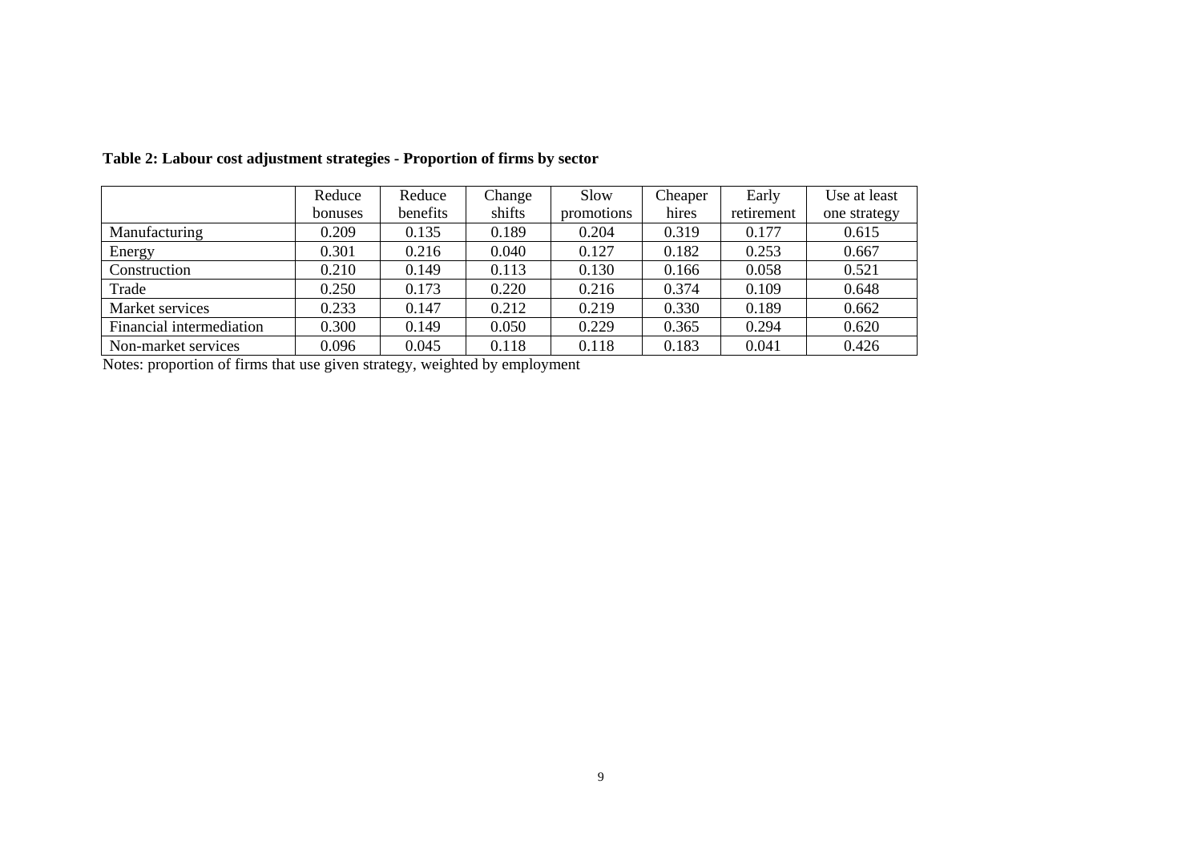**Table 2: Labour cost adjustment strategies - Proportion of firms by sector**

| | Reduce bonuses | Reduce benefits | Change shifts | Slow promotions | Cheaper hires | Early retirement | Use at least one strategy |
|---|---|---|---|---|---|---|---|
| Manufacturing | 0.209 | 0.135 | 0.189 | 0.204 | 0.319 | 0.177 | 0.615 |
| Energy | 0.301 | 0.216 | 0.040 | 0.127 | 0.182 | 0.253 | 0.667 |
| Construction | 0.210 | 0.149 | 0.113 | 0.130 | 0.166 | 0.058 | 0.521 |
| Trade | 0.250 | 0.173 | 0.220 | 0.216 | 0.374 | 0.109 | 0.648 |
| Market services | 0.233 | 0.147 | 0.212 | 0.219 | 0.330 | 0.189 | 0.662 |
| Financial intermediation | 0.300 | 0.149 | 0.050 | 0.229 | 0.365 | 0.294 | 0.620 |
| Non-market services | 0.096 | 0.045 | 0.118 | 0.118 | 0.183 | 0.041 | 0.426 |

Notes: proportion of firms that use given strategy, weighted by employment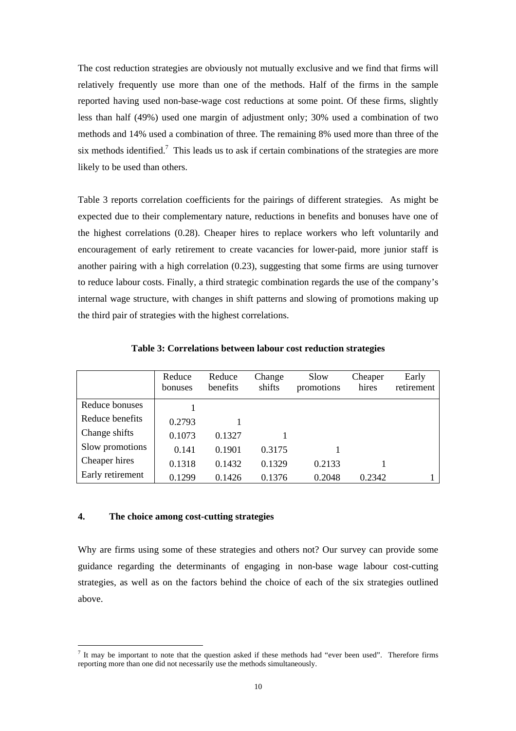The cost reduction strategies are obviously not mutually exclusive and we find that firms will relatively frequently use more than one of the methods. Half of the firms in the sample reported having used non-base-wage cost reductions at some point. Of these firms, slightly less than half (49%) used one margin of adjustment only; 30% used a combination of two methods and 14% used a combination of three. The remaining 8% used more than three of the six methods identified.[7] This leads us to ask if certain combinations of the strategies are more likely to be used than others.

Table 3 reports correlation coefficients for the pairings of different strategies. As might be expected due to their complementary nature, reductions in benefits and bonuses have one of the highest correlations (0.28). Cheaper hires to replace workers who left voluntarily and encouragement of early retirement to create vacancies for lower-paid, more junior staff is another pairing with a high correlation (0.23), suggesting that some firms are using turnover to reduce labour costs. Finally, a third strategic combination regards the use of the company's internal wage structure, with changes in shift patterns and slowing of promotions making up the third pair of strategies with the highest correlations.

**Table 3: Correlations between labour cost reduction strategies**

| | Reduce bonuses | Reduce benefits | Change shifts | Slow promotions | Cheaper hires | Early retirement |
|---|---|---|---|---|---|---|
| Reduce bonuses | 1 | | | | | |
| Reduce benefits | 0.2793 | 1 | | | | |
| Change shifts | 0.1073 | 0.1327 | 1 | | | |
| Slow promotions | 0.141 | 0.1901 | 0.3175 | 1 | | |
| Cheaper hires | 0.1318 | 0.1432 | 0.1329 | 0.2133 | 1 | |
| Early retirement | 0.1299 | 0.1426 | 0.1376 | 0.2048 | 0.2342 | 1 |

## 4. The choice among cost-cutting strategies

Why are firms using some of these strategies and others not? Our survey can provide some guidance regarding the determinants of engaging in non-base wage labour cost-cutting strategies, as well as on the factors behind the choice of each of the six strategies outlined above.

[7] It may be important to note that the question asked if these methods had "ever been used". Therefore firms reporting more than one did not necessarily use the methods simultaneously.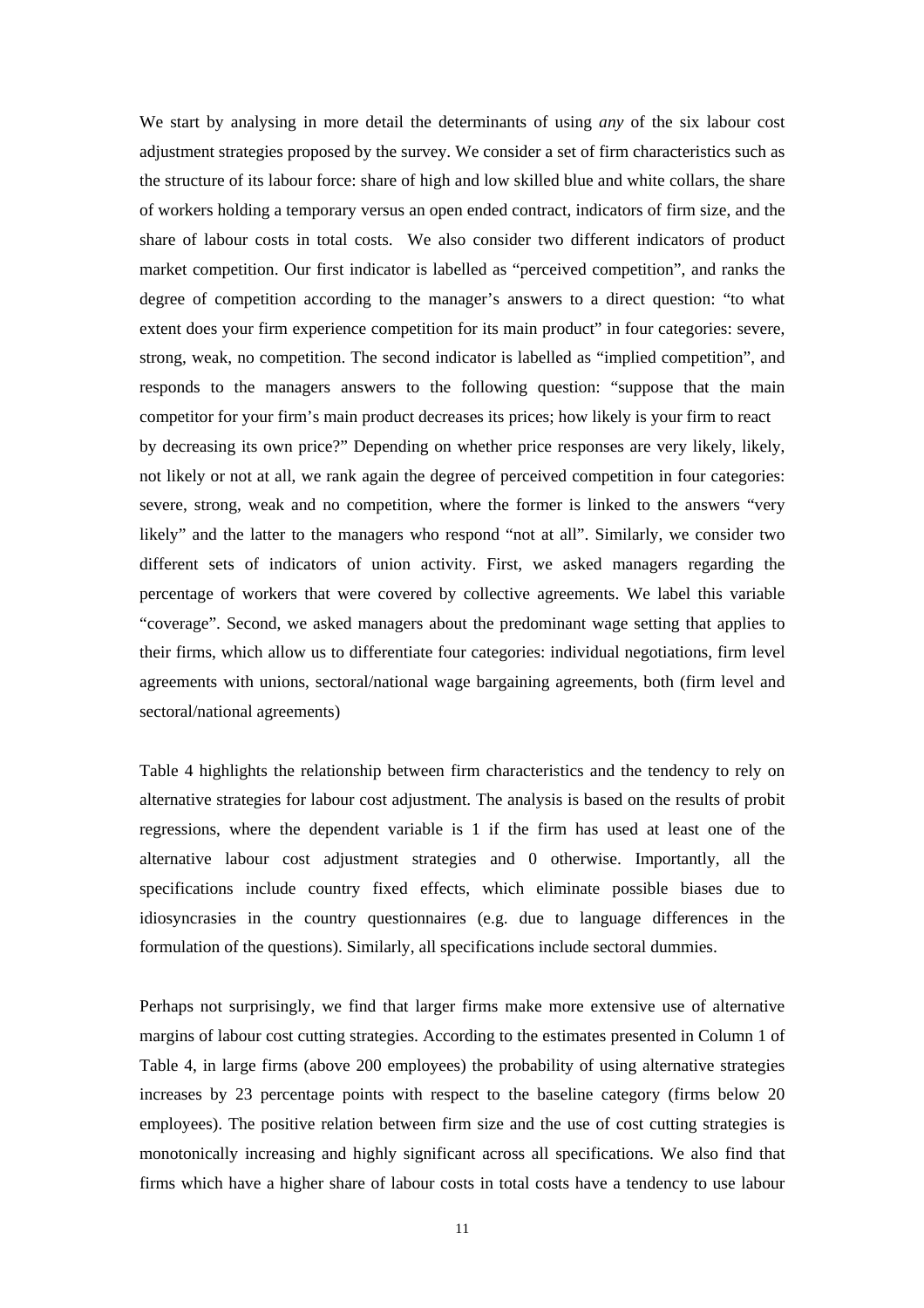We start by analysing in more detail the determinants of using *any* of the six labour cost adjustment strategies proposed by the survey. We consider a set of firm characteristics such as the structure of its labour force: share of high and low skilled blue and white collars, the share of workers holding a temporary versus an open ended contract, indicators of firm size, and the share of labour costs in total costs. We also consider two different indicators of product market competition. Our first indicator is labelled as "perceived competition", and ranks the degree of competition according to the manager's answers to a direct question: "to what extent does your firm experience competition for its main product" in four categories: severe, strong, weak, no competition. The second indicator is labelled as "implied competition", and responds to the managers answers to the following question: "suppose that the main competitor for your firm's main product decreases its prices; how likely is your firm to react by decreasing its own price?" Depending on whether price responses are very likely, likely, not likely or not at all, we rank again the degree of perceived competition in four categories: severe, strong, weak and no competition, where the former is linked to the answers "very likely" and the latter to the managers who respond "not at all". Similarly, we consider two different sets of indicators of union activity. First, we asked managers regarding the percentage of workers that were covered by collective agreements. We label this variable "coverage". Second, we asked managers about the predominant wage setting that applies to their firms, which allow us to differentiate four categories: individual negotiations, firm level agreements with unions, sectoral/national wage bargaining agreements, both (firm level and sectoral/national agreements)

Table 4 highlights the relationship between firm characteristics and the tendency to rely on alternative strategies for labour cost adjustment. The analysis is based on the results of probit regressions, where the dependent variable is 1 if the firm has used at least one of the alternative labour cost adjustment strategies and 0 otherwise. Importantly, all the specifications include country fixed effects, which eliminate possible biases due to idiosyncrasies in the country questionnaires (e.g. due to language differences in the formulation of the questions). Similarly, all specifications include sectoral dummies.

Perhaps not surprisingly, we find that larger firms make more extensive use of alternative margins of labour cost cutting strategies. According to the estimates presented in Column 1 of Table 4, in large firms (above 200 employees) the probability of using alternative strategies increases by 23 percentage points with respect to the baseline category (firms below 20 employees). The positive relation between firm size and the use of cost cutting strategies is monotonically increasing and highly significant across all specifications. We also find that firms which have a higher share of labour costs in total costs have a tendency to use labour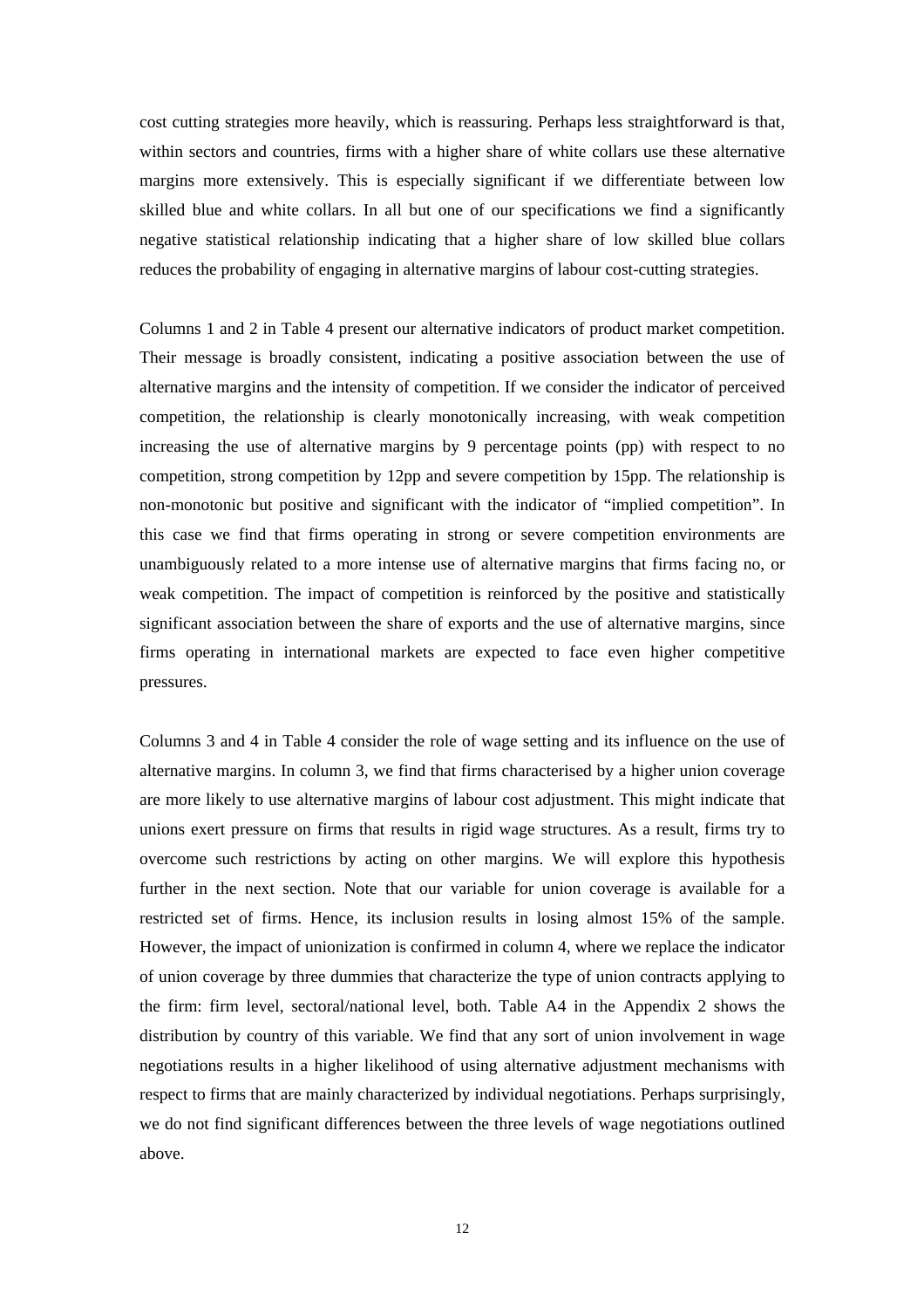cost cutting strategies more heavily, which is reassuring. Perhaps less straightforward is that, within sectors and countries, firms with a higher share of white collars use these alternative margins more extensively. This is especially significant if we differentiate between low skilled blue and white collars. In all but one of our specifications we find a significantly negative statistical relationship indicating that a higher share of low skilled blue collars reduces the probability of engaging in alternative margins of labour cost-cutting strategies.

Columns 1 and 2 in Table 4 present our alternative indicators of product market competition. Their message is broadly consistent, indicating a positive association between the use of alternative margins and the intensity of competition. If we consider the indicator of perceived competition, the relationship is clearly monotonically increasing, with weak competition increasing the use of alternative margins by 9 percentage points (pp) with respect to no competition, strong competition by 12pp and severe competition by 15pp. The relationship is non-monotonic but positive and significant with the indicator of "implied competition". In this case we find that firms operating in strong or severe competition environments are unambiguously related to a more intense use of alternative margins that firms facing no, or weak competition. The impact of competition is reinforced by the positive and statistically significant association between the share of exports and the use of alternative margins, since firms operating in international markets are expected to face even higher competitive pressures.

Columns 3 and 4 in Table 4 consider the role of wage setting and its influence on the use of alternative margins. In column 3, we find that firms characterised by a higher union coverage are more likely to use alternative margins of labour cost adjustment. This might indicate that unions exert pressure on firms that results in rigid wage structures. As a result, firms try to overcome such restrictions by acting on other margins. We will explore this hypothesis further in the next section. Note that our variable for union coverage is available for a restricted set of firms. Hence, its inclusion results in losing almost 15% of the sample. However, the impact of unionization is confirmed in column 4, where we replace the indicator of union coverage by three dummies that characterize the type of union contracts applying to the firm: firm level, sectoral/national level, both. Table A4 in the Appendix 2 shows the distribution by country of this variable. We find that any sort of union involvement in wage negotiations results in a higher likelihood of using alternative adjustment mechanisms with respect to firms that are mainly characterized by individual negotiations. Perhaps surprisingly, we do not find significant differences between the three levels of wage negotiations outlined above.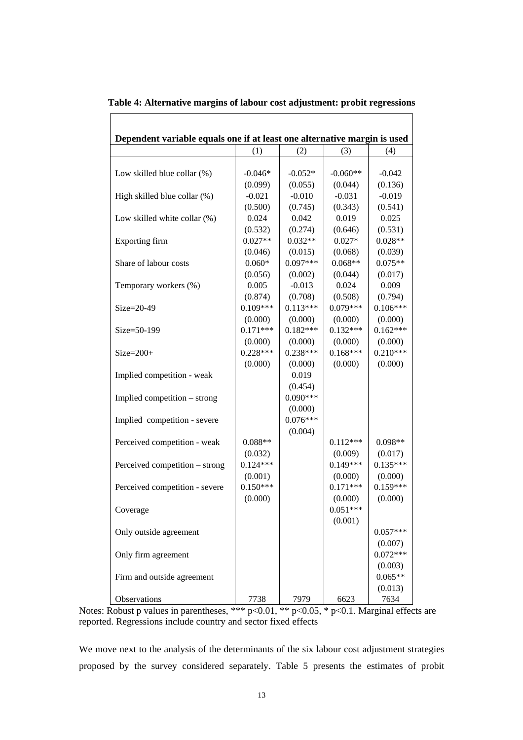**Table 4: Alternative margins of labour cost adjustment: probit regressions**

| Dependent variable equals one if at least one alternative margin is used | | | | |
|---|---|---|---|---|
| | (1) | (2) | (3) | (4) |
| Low skilled blue collar (%) | -0.046* | -0.052* | -0.060** | -0.042 |
| | (0.099) | (0.055) | (0.044) | (0.136) |
| High skilled blue collar (%) | -0.021 | -0.010 | -0.031 | -0.019 |
| | (0.500) | (0.745) | (0.343) | (0.541) |
| Low skilled white collar (%) | 0.024 | 0.042 | 0.019 | 0.025 |
| | (0.532) | (0.274) | (0.646) | (0.531) |
| Exporting firm | 0.027** | 0.032** | 0.027* | 0.028** |
| | (0.046) | (0.015) | (0.068) | (0.039) |
| Share of labour costs | 0.060* | 0.097*** | 0.068** | 0.075** |
| | (0.056) | (0.002) | (0.044) | (0.017) |
| Temporary workers (%) | 0.005 | -0.013 | 0.024 | 0.009 |
| | (0.874) | (0.708) | (0.508) | (0.794) |
| Size=20-49 | 0.109*** | 0.113*** | 0.079*** | 0.106*** |
| | (0.000) | (0.000) | (0.000) | (0.000) |
| Size=50-199 | 0.171*** | 0.182*** | 0.132*** | 0.162*** |
| | (0.000) | (0.000) | (0.000) | (0.000) |
| Size=200+ | 0.228*** | 0.238*** | 0.168*** | 0.210*** |
| | (0.000) | (0.000) | (0.000) | (0.000) |
| Implied competition - weak | | 0.019 | | |
| | | (0.454) | | |
| Implied competition – strong | | 0.090*** | | |
| | | (0.000) | | |
| Implied competition - severe | | 0.076*** | | |
| | | (0.004) | | |
| Perceived competition - weak | 0.088** | | 0.112*** | 0.098** |
| | (0.032) | | (0.009) | (0.017) |
| Perceived competition – strong | 0.124*** | | 0.149*** | 0.135*** |
| | (0.001) | | (0.000) | (0.000) |
| Perceived competition - severe | 0.150*** | | 0.171*** | 0.159*** |
| | (0.000) | | (0.000) | (0.000) |
| Coverage | | | 0.051*** | |
| | | | (0.001) | |
| Only outside agreement | | | | 0.057*** |
| | | | | (0.007) |
| Only firm agreement | | | | 0.072*** |
| | | | | (0.003) |
| Firm and outside agreement | | | | 0.065** |
| | | | | (0.013) |
| Observations | 7738 | 7979 | 6623 | 7634 |

Notes: Robust p values in parentheses, *** p<0.01, ** p<0.05, * p<0.1. Marginal effects are reported. Regressions include country and sector fixed effects

We move next to the analysis of the determinants of the six labour cost adjustment strategies proposed by the survey considered separately. Table 5 presents the estimates of probit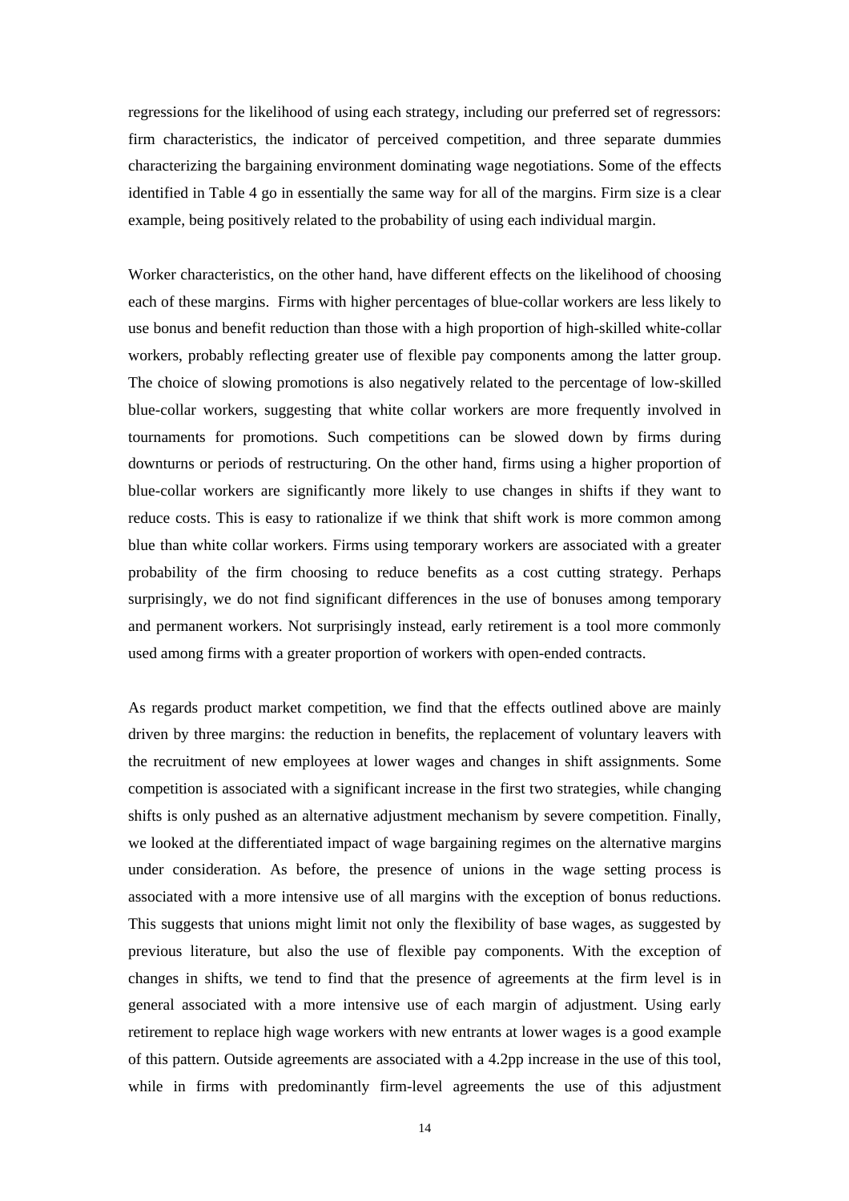regressions for the likelihood of using each strategy, including our preferred set of regressors: firm characteristics, the indicator of perceived competition, and three separate dummies characterizing the bargaining environment dominating wage negotiations. Some of the effects identified in Table 4 go in essentially the same way for all of the margins. Firm size is a clear example, being positively related to the probability of using each individual margin.

Worker characteristics, on the other hand, have different effects on the likelihood of choosing each of these margins. Firms with higher percentages of blue-collar workers are less likely to use bonus and benefit reduction than those with a high proportion of high-skilled white-collar workers, probably reflecting greater use of flexible pay components among the latter group. The choice of slowing promotions is also negatively related to the percentage of low-skilled blue-collar workers, suggesting that white collar workers are more frequently involved in tournaments for promotions. Such competitions can be slowed down by firms during downturns or periods of restructuring. On the other hand, firms using a higher proportion of blue-collar workers are significantly more likely to use changes in shifts if they want to reduce costs. This is easy to rationalize if we think that shift work is more common among blue than white collar workers. Firms using temporary workers are associated with a greater probability of the firm choosing to reduce benefits as a cost cutting strategy. Perhaps surprisingly, we do not find significant differences in the use of bonuses among temporary and permanent workers. Not surprisingly instead, early retirement is a tool more commonly used among firms with a greater proportion of workers with open-ended contracts.

As regards product market competition, we find that the effects outlined above are mainly driven by three margins: the reduction in benefits, the replacement of voluntary leavers with the recruitment of new employees at lower wages and changes in shift assignments. Some competition is associated with a significant increase in the first two strategies, while changing shifts is only pushed as an alternative adjustment mechanism by severe competition. Finally, we looked at the differentiated impact of wage bargaining regimes on the alternative margins under consideration. As before, the presence of unions in the wage setting process is associated with a more intensive use of all margins with the exception of bonus reductions. This suggests that unions might limit not only the flexibility of base wages, as suggested by previous literature, but also the use of flexible pay components. With the exception of changes in shifts, we tend to find that the presence of agreements at the firm level is in general associated with a more intensive use of each margin of adjustment. Using early retirement to replace high wage workers with new entrants at lower wages is a good example of this pattern. Outside agreements are associated with a 4.2pp increase in the use of this tool, while in firms with predominantly firm-level agreements the use of this adjustment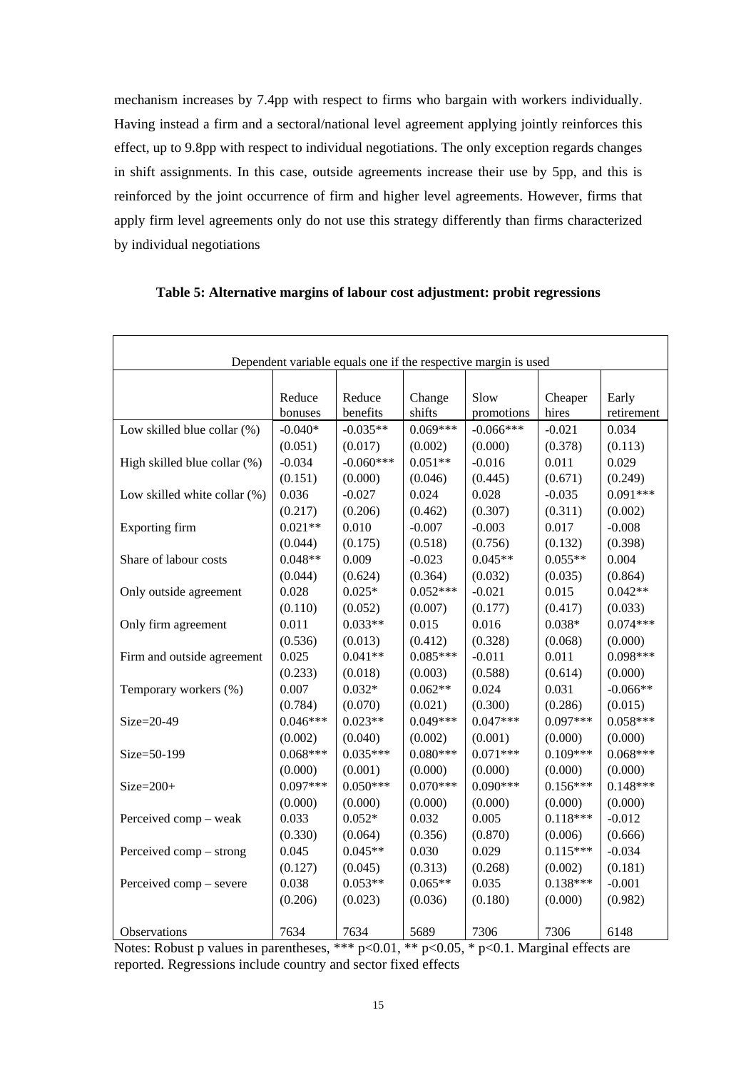mechanism increases by 7.4pp with respect to firms who bargain with workers individually. Having instead a firm and a sectoral/national level agreement applying jointly reinforces this effect, up to 9.8pp with respect to individual negotiations. The only exception regards changes in shift assignments. In this case, outside agreements increase their use by 5pp, and this is reinforced by the joint occurrence of firm and higher level agreements. However, firms that apply firm level agreements only do not use this strategy differently than firms characterized by individual negotiations

**Table 5: Alternative margins of labour cost adjustment: probit regressions**

| Dependent variable equals one if the respective margin is used | | | | | | |
|---|---|---|---|---|---|---|
| | Reduce bonuses | Reduce benefits | Change shifts | Slow promotions | Cheaper hires | Early retirement |
| Low skilled blue collar (%) | -0.040* | -0.035** | 0.069*** | -0.066*** | -0.021 | 0.034 |
| | (0.051) | (0.017) | (0.002) | (0.000) | (0.378) | (0.113) |
| High skilled blue collar (%) | -0.034 | -0.060*** | 0.051** | -0.016 | 0.011 | 0.029 |
| | (0.151) | (0.000) | (0.046) | (0.445) | (0.671) | (0.249) |
| Low skilled white collar (%) | 0.036 | -0.027 | 0.024 | 0.028 | -0.035 | 0.091*** |
| | (0.217) | (0.206) | (0.462) | (0.307) | (0.311) | (0.002) |
| Exporting firm | 0.021** | 0.010 | -0.007 | -0.003 | 0.017 | -0.008 |
| | (0.044) | (0.175) | (0.518) | (0.756) | (0.132) | (0.398) |
| Share of labour costs | 0.048** | 0.009 | -0.023 | 0.045** | 0.055** | 0.004 |
| | (0.044) | (0.624) | (0.364) | (0.032) | (0.035) | (0.864) |
| Only outside agreement | 0.028 | 0.025* | 0.052*** | -0.021 | 0.015 | 0.042** |
| | (0.110) | (0.052) | (0.007) | (0.177) | (0.417) | (0.033) |
| Only firm agreement | 0.011 | 0.033** | 0.015 | 0.016 | 0.038* | 0.074*** |
| | (0.536) | (0.013) | (0.412) | (0.328) | (0.068) | (0.000) |
| Firm and outside agreement | 0.025 | 0.041** | 0.085*** | -0.011 | 0.011 | 0.098*** |
| | (0.233) | (0.018) | (0.003) | (0.588) | (0.614) | (0.000) |
| Temporary workers (%) | 0.007 | 0.032* | 0.062** | 0.024 | 0.031 | -0.066** |
| | (0.784) | (0.070) | (0.021) | (0.300) | (0.286) | (0.015) |
| Size=20-49 | 0.046*** | 0.023** | 0.049*** | 0.047*** | 0.097*** | 0.058*** |
| | (0.002) | (0.040) | (0.002) | (0.001) | (0.000) | (0.000) |
| Size=50-199 | 0.068*** | 0.035*** | 0.080*** | 0.071*** | 0.109*** | 0.068*** |
| | (0.000) | (0.001) | (0.000) | (0.000) | (0.000) | (0.000) |
| Size=200+ | 0.097*** | 0.050*** | 0.070*** | 0.090*** | 0.156*** | 0.148*** |
| | (0.000) | (0.000) | (0.000) | (0.000) | (0.000) | (0.000) |
| Perceived comp – weak | 0.033 | 0.052* | 0.032 | 0.005 | 0.118*** | -0.012 |
| | (0.330) | (0.064) | (0.356) | (0.870) | (0.006) | (0.666) |
| Perceived comp – strong | 0.045 | 0.045** | 0.030 | 0.029 | 0.115*** | -0.034 |
| | (0.127) | (0.045) | (0.313) | (0.268) | (0.002) | (0.181) |
| Perceived comp – severe | 0.038 | 0.053** | 0.065** | 0.035 | 0.138*** | -0.001 |
| | (0.206) | (0.023) | (0.036) | (0.180) | (0.000) | (0.982) |
| Observations | 7634 | 7634 | 5689 | 7306 | 7306 | 6148 |

Notes: Robust p values in parentheses, *** $p<0.01$, ** $p<0.05$, * $p<0.1$. Marginal effects are reported. Regressions include country and sector fixed effects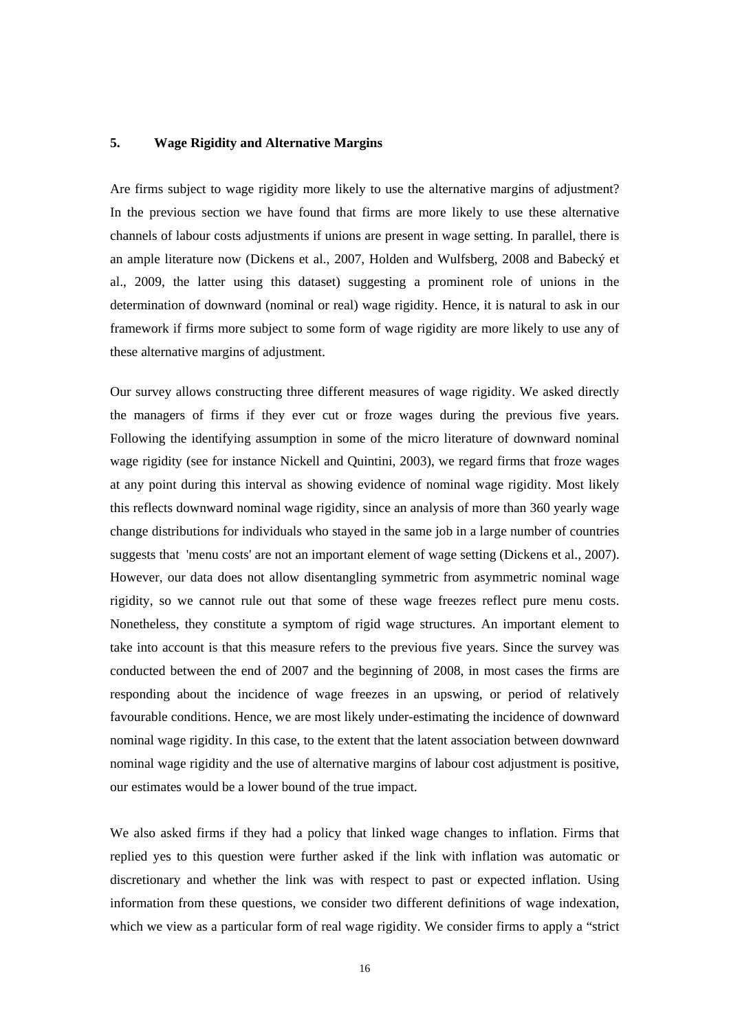## 5. Wage Rigidity and Alternative Margins

Are firms subject to wage rigidity more likely to use the alternative margins of adjustment? In the previous section we have found that firms are more likely to use these alternative channels of labour costs adjustments if unions are present in wage setting. In parallel, there is an ample literature now (Dickens et al., 2007, Holden and Wulfsberg, 2008 and Babecký et al., 2009, the latter using this dataset) suggesting a prominent role of unions in the determination of downward (nominal or real) wage rigidity. Hence, it is natural to ask in our framework if firms more subject to some form of wage rigidity are more likely to use any of these alternative margins of adjustment.

Our survey allows constructing three different measures of wage rigidity. We asked directly the managers of firms if they ever cut or froze wages during the previous five years. Following the identifying assumption in some of the micro literature of downward nominal wage rigidity (see for instance Nickell and Quintini, 2003), we regard firms that froze wages at any point during this interval as showing evidence of nominal wage rigidity. Most likely this reflects downward nominal wage rigidity, since an analysis of more than 360 yearly wage change distributions for individuals who stayed in the same job in a large number of countries suggests that 'menu costs' are not an important element of wage setting (Dickens et al., 2007). However, our data does not allow disentangling symmetric from asymmetric nominal wage rigidity, so we cannot rule out that some of these wage freezes reflect pure menu costs. Nonetheless, they constitute a symptom of rigid wage structures. An important element to take into account is that this measure refers to the previous five years. Since the survey was conducted between the end of 2007 and the beginning of 2008, in most cases the firms are responding about the incidence of wage freezes in an upswing, or period of relatively favourable conditions. Hence, we are most likely under-estimating the incidence of downward nominal wage rigidity. In this case, to the extent that the latent association between downward nominal wage rigidity and the use of alternative margins of labour cost adjustment is positive, our estimates would be a lower bound of the true impact.

We also asked firms if they had a policy that linked wage changes to inflation. Firms that replied yes to this question were further asked if the link with inflation was automatic or discretionary and whether the link was with respect to past or expected inflation. Using information from these questions, we consider two different definitions of wage indexation, which we view as a particular form of real wage rigidity. We consider firms to apply a "strict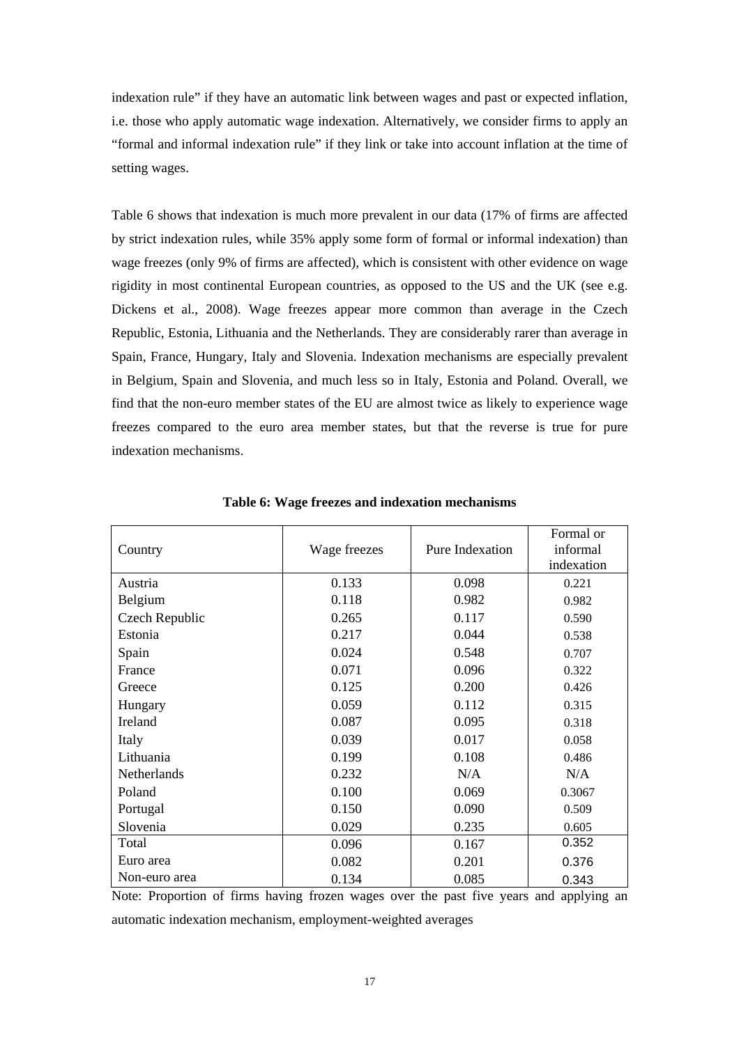indexation rule" if they have an automatic link between wages and past or expected inflation, i.e. those who apply automatic wage indexation. Alternatively, we consider firms to apply an "formal and informal indexation rule" if they link or take into account inflation at the time of setting wages.

Table 6 shows that indexation is much more prevalent in our data (17% of firms are affected by strict indexation rules, while 35% apply some form of formal or informal indexation) than wage freezes (only 9% of firms are affected), which is consistent with other evidence on wage rigidity in most continental European countries, as opposed to the US and the UK (see e.g. Dickens et al., 2008). Wage freezes appear more common than average in the Czech Republic, Estonia, Lithuania and the Netherlands. They are considerably rarer than average in Spain, France, Hungary, Italy and Slovenia. Indexation mechanisms are especially prevalent in Belgium, Spain and Slovenia, and much less so in Italy, Estonia and Poland. Overall, we find that the non-euro member states of the EU are almost twice as likely to experience wage freezes compared to the euro area member states, but that the reverse is true for pure indexation mechanisms.

**Table 6: Wage freezes and indexation mechanisms**

| Country | Wage freezes | Pure Indexation | Formal or informal indexation |
|---|---|---|---|
| Austria | 0.133 | 0.098 | 0.221 |
| Belgium | 0.118 | 0.982 | 0.982 |
| Czech Republic | 0.265 | 0.117 | 0.590 |
| Estonia | 0.217 | 0.044 | 0.538 |
| Spain | 0.024 | 0.548 | 0.707 |
| France | 0.071 | 0.096 | 0.322 |
| Greece | 0.125 | 0.200 | 0.426 |
| Hungary | 0.059 | 0.112 | 0.315 |
| Ireland | 0.087 | 0.095 | 0.318 |
| Italy | 0.039 | 0.017 | 0.058 |
| Lithuania | 0.199 | 0.108 | 0.486 |
| Netherlands | 0.232 | N/A | N/A |
| Poland | 0.100 | 0.069 | 0.3067 |
| Portugal | 0.150 | 0.090 | 0.509 |
| Slovenia | 0.029 | 0.235 | 0.605 |
| Total | 0.096 | 0.167 | 0.352 |
| Euro area | 0.082 | 0.201 | 0.376 |
| Non-euro area | 0.134 | 0.085 | 0.343 |

Note: Proportion of firms having frozen wages over the past five years and applying an automatic indexation mechanism, employment-weighted averages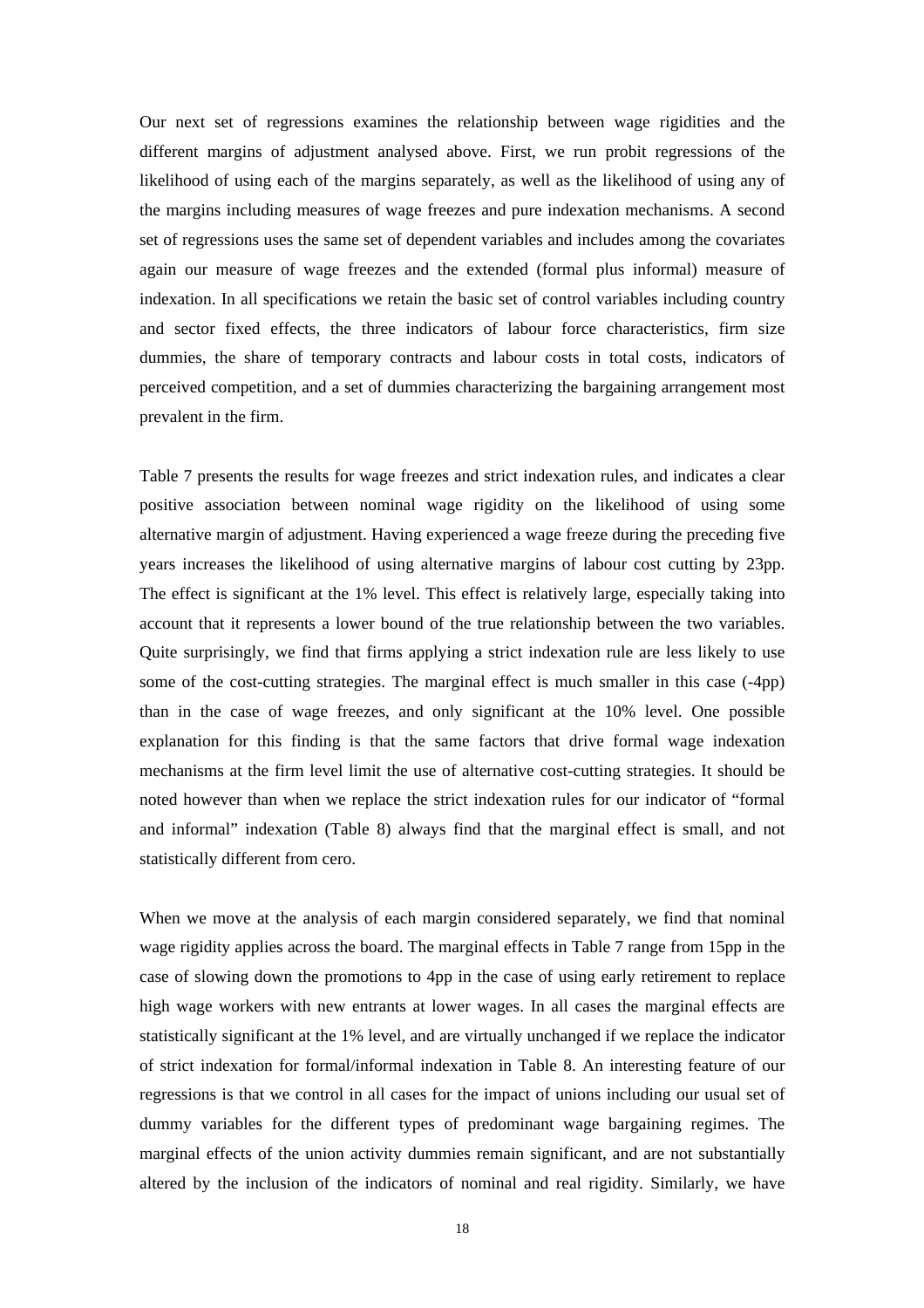Our next set of regressions examines the relationship between wage rigidities and the different margins of adjustment analysed above. First, we run probit regressions of the likelihood of using each of the margins separately, as well as the likelihood of using any of the margins including measures of wage freezes and pure indexation mechanisms. A second set of regressions uses the same set of dependent variables and includes among the covariates again our measure of wage freezes and the extended (formal plus informal) measure of indexation. In all specifications we retain the basic set of control variables including country and sector fixed effects, the three indicators of labour force characteristics, firm size dummies, the share of temporary contracts and labour costs in total costs, indicators of perceived competition, and a set of dummies characterizing the bargaining arrangement most prevalent in the firm.

Table 7 presents the results for wage freezes and strict indexation rules, and indicates a clear positive association between nominal wage rigidity on the likelihood of using some alternative margin of adjustment. Having experienced a wage freeze during the preceding five years increases the likelihood of using alternative margins of labour cost cutting by 23pp. The effect is significant at the 1% level. This effect is relatively large, especially taking into account that it represents a lower bound of the true relationship between the two variables. Quite surprisingly, we find that firms applying a strict indexation rule are less likely to use some of the cost-cutting strategies. The marginal effect is much smaller in this case (-4pp) than in the case of wage freezes, and only significant at the 10% level. One possible explanation for this finding is that the same factors that drive formal wage indexation mechanisms at the firm level limit the use of alternative cost-cutting strategies. It should be noted however than when we replace the strict indexation rules for our indicator of "formal and informal" indexation (Table 8) always find that the marginal effect is small, and not statistically different from cero.

When we move at the analysis of each margin considered separately, we find that nominal wage rigidity applies across the board. The marginal effects in Table 7 range from 15pp in the case of slowing down the promotions to 4pp in the case of using early retirement to replace high wage workers with new entrants at lower wages. In all cases the marginal effects are statistically significant at the 1% level, and are virtually unchanged if we replace the indicator of strict indexation for formal/informal indexation in Table 8. An interesting feature of our regressions is that we control in all cases for the impact of unions including our usual set of dummy variables for the different types of predominant wage bargaining regimes. The marginal effects of the union activity dummies remain significant, and are not substantially altered by the inclusion of the indicators of nominal and real rigidity. Similarly, we have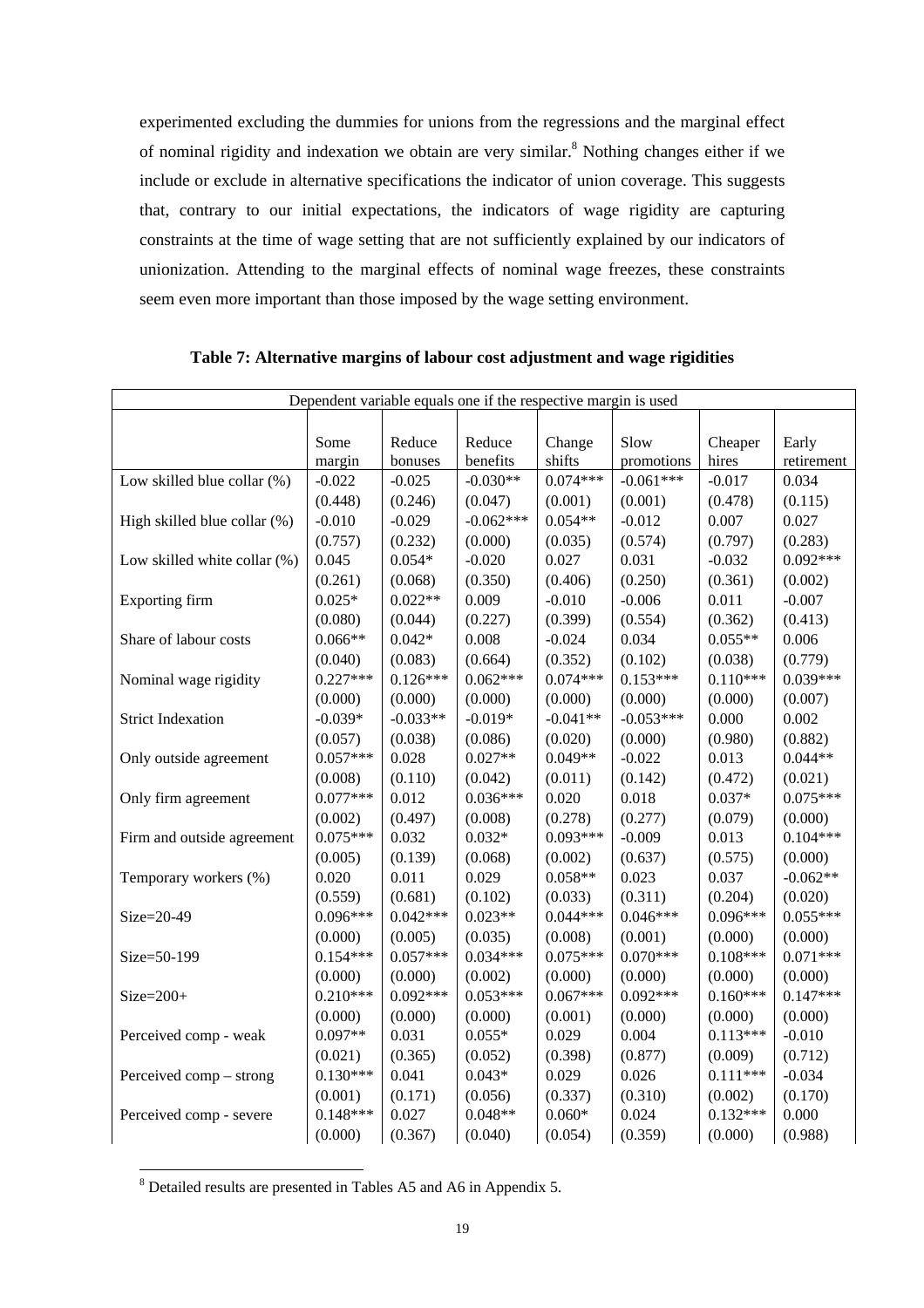experimented excluding the dummies for unions from the regressions and the marginal effect of nominal rigidity and indexation we obtain are very similar.[8] Nothing changes either if we include or exclude in alternative specifications the indicator of union coverage. This suggests that, contrary to our initial expectations, the indicators of wage rigidity are capturing constraints at the time of wage setting that are not sufficiently explained by our indicators of unionization. Attending to the marginal effects of nominal wage freezes, these constraints seem even more important than those imposed by the wage setting environment.

**Table 7: Alternative margins of labour cost adjustment and wage rigidities**

| Dependent variable equals one if the respective margin is used | | | | | | | |
|---|---|---|---|---|---|---|---|
| | Some margin | Reduce bonuses | Reduce benefits | Change shifts | Slow promotions | Cheaper hires | Early retirement |
| Low skilled blue collar (%) | -0.022 | -0.025 | -0.030** | 0.074*** | -0.061*** | -0.017 | 0.034 |
| | (0.448) | (0.246) | (0.047) | (0.001) | (0.001) | (0.478) | (0.115) |
| High skilled blue collar (%) | -0.010 | -0.029 | -0.062*** | 0.054** | -0.012 | 0.007 | 0.027 |
| | (0.757) | (0.232) | (0.000) | (0.035) | (0.574) | (0.797) | (0.283) |
| Low skilled white collar (%) | 0.045 | 0.054* | -0.020 | 0.027 | 0.031 | -0.032 | 0.092*** |
| | (0.261) | (0.068) | (0.350) | (0.406) | (0.250) | (0.361) | (0.002) |
| Exporting firm | 0.025* | 0.022** | 0.009 | -0.010 | -0.006 | 0.011 | -0.007 |
| | (0.080) | (0.044) | (0.227) | (0.399) | (0.554) | (0.362) | (0.413) |
| Share of labour costs | 0.066** | 0.042* | 0.008 | -0.024 | 0.034 | 0.055** | 0.006 |
| | (0.040) | (0.083) | (0.664) | (0.352) | (0.102) | (0.038) | (0.779) |
| Nominal wage rigidity | 0.227*** | 0.126*** | 0.062*** | 0.074*** | 0.153*** | 0.110*** | 0.039*** |
| | (0.000) | (0.000) | (0.000) | (0.000) | (0.000) | (0.000) | (0.007) |
| Strict Indexation | -0.039* | -0.033** | -0.019* | -0.041** | -0.053*** | 0.000 | 0.002 |
| | (0.057) | (0.038) | (0.086) | (0.020) | (0.000) | (0.980) | (0.882) |
| Only outside agreement | 0.057*** | 0.028 | 0.027** | 0.049** | -0.022 | 0.013 | 0.044** |
| | (0.008) | (0.110) | (0.042) | (0.011) | (0.142) | (0.472) | (0.021) |
| Only firm agreement | 0.077*** | 0.012 | 0.036*** | 0.020 | 0.018 | 0.037* | 0.075*** |
| | (0.002) | (0.497) | (0.008) | (0.278) | (0.277) | (0.079) | (0.000) |
| Firm and outside agreement | 0.075*** | 0.032 | 0.032* | 0.093*** | -0.009 | 0.013 | 0.104*** |
| | (0.005) | (0.139) | (0.068) | (0.002) | (0.637) | (0.575) | (0.000) |
| Temporary workers (%) | 0.020 | 0.011 | 0.029 | 0.058** | 0.023 | 0.037 | -0.062** |
| | (0.559) | (0.681) | (0.102) | (0.033) | (0.311) | (0.204) | (0.020) |
| Size=20-49 | 0.096*** | 0.042*** | 0.023** | 0.044*** | 0.046*** | 0.096*** | 0.055*** |
| | (0.000) | (0.005) | (0.035) | (0.008) | (0.001) | (0.000) | (0.000) |
| Size=50-199 | 0.154*** | 0.057*** | 0.034*** | 0.075*** | 0.070*** | 0.108*** | 0.071*** |
| | (0.000) | (0.000) | (0.002) | (0.000) | (0.000) | (0.000) | (0.000) |
| Size=200+ | 0.210*** | 0.092*** | 0.053*** | 0.067*** | 0.092*** | 0.160*** | 0.147*** |
| | (0.000) | (0.000) | (0.000) | (0.001) | (0.000) | (0.000) | (0.000) |
| Perceived comp - weak | 0.097** | 0.031 | 0.055* | 0.029 | 0.004 | 0.113*** | -0.010 |
| | (0.021) | (0.365) | (0.052) | (0.398) | (0.877) | (0.009) | (0.712) |
| Perceived comp – strong | 0.130*** | 0.041 | 0.043* | 0.029 | 0.026 | 0.111*** | -0.034 |
| | (0.001) | (0.171) | (0.056) | (0.337) | (0.310) | (0.002) | (0.170) |
| Perceived comp - severe | 0.148*** | 0.027 | 0.048** | 0.060* | 0.024 | 0.132*** | 0.000 |
| | (0.000) | (0.367) | (0.040) | (0.054) | (0.359) | (0.000) | (0.988) |

[8] Detailed results are presented in Tables A5 and A6 in Appendix 5.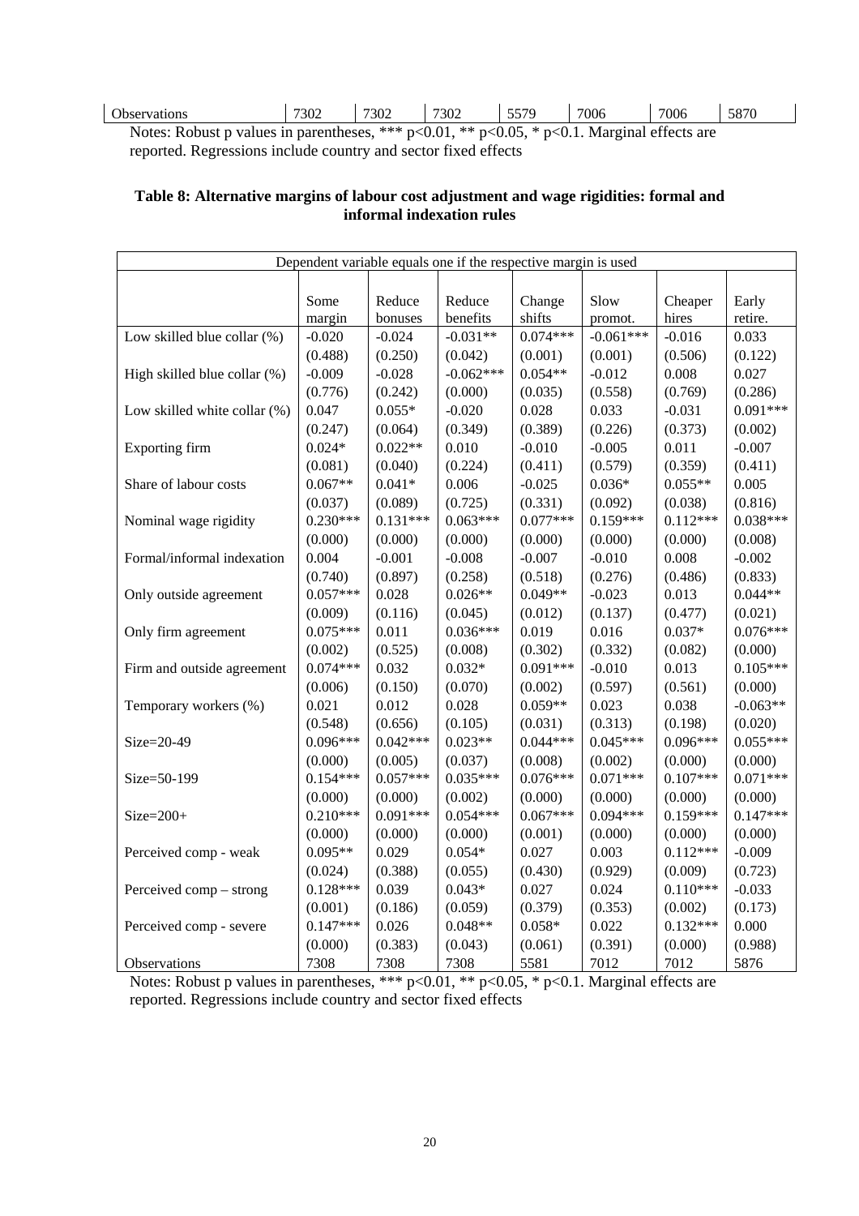| Observations | 7302 | 7302 | 7302 | 5579 | 7006 | 7006 | 5870 |
|---|---|---|---|---|---|---|---|

Notes: Robust p values in parentheses, *** p<0.01, ** p<0.05, * p<0.1. Marginal effects are reported. Regressions include country and sector fixed effects

**Table 8: Alternative margins of labour cost adjustment and wage rigidities: formal and informal indexation rules**

| Dependent variable equals one if the respective margin is used | | | | | | | |
|---|---|---|---|---|---|---|---|
| | Some margin | Reduce bonuses | Reduce benefits | Change shifts | Slow promot. | Cheaper hires | Early retire. |
| Low skilled blue collar (%) | -0.020 | -0.024 | -0.031** | 0.074*** | -0.061*** | -0.016 | 0.033 |
| | (0.488) | (0.250) | (0.042) | (0.001) | (0.001) | (0.506) | (0.122) |
| High skilled blue collar (%) | -0.009 | -0.028 | -0.062*** | 0.054** | -0.012 | 0.008 | 0.027 |
| | (0.776) | (0.242) | (0.000) | (0.035) | (0.558) | (0.769) | (0.286) |
| Low skilled white collar (%) | 0.047 | 0.055* | -0.020 | 0.028 | 0.033 | -0.031 | 0.091*** |
| | (0.247) | (0.064) | (0.349) | (0.389) | (0.226) | (0.373) | (0.002) |
| Exporting firm | 0.024* | 0.022** | 0.010 | -0.010 | -0.005 | 0.011 | -0.007 |
| | (0.081) | (0.040) | (0.224) | (0.411) | (0.579) | (0.359) | (0.411) |
| Share of labour costs | 0.067** | 0.041* | 0.006 | -0.025 | 0.036* | 0.055** | 0.005 |
| | (0.037) | (0.089) | (0.725) | (0.331) | (0.092) | (0.038) | (0.816) |
| Nominal wage rigidity | 0.230*** | 0.131*** | 0.063*** | 0.077*** | 0.159*** | 0.112*** | 0.038*** |
| | (0.000) | (0.000) | (0.000) | (0.000) | (0.000) | (0.000) | (0.008) |
| Formal/informal indexation | 0.004 | -0.001 | -0.008 | -0.007 | -0.010 | 0.008 | -0.002 |
| | (0.740) | (0.897) | (0.258) | (0.518) | (0.276) | (0.486) | (0.833) |
| Only outside agreement | 0.057*** | 0.028 | 0.026** | 0.049** | -0.023 | 0.013 | 0.044** |
| | (0.009) | (0.116) | (0.045) | (0.012) | (0.137) | (0.477) | (0.021) |
| Only firm agreement | 0.075*** | 0.011 | 0.036*** | 0.019 | 0.016 | 0.037* | 0.076*** |
| | (0.002) | (0.525) | (0.008) | (0.302) | (0.332) | (0.082) | (0.000) |
| Firm and outside agreement | 0.074*** | 0.032 | 0.032* | 0.091*** | -0.010 | 0.013 | 0.105*** |
| | (0.006) | (0.150) | (0.070) | (0.002) | (0.597) | (0.561) | (0.000) |
| Temporary workers (%) | 0.021 | 0.012 | 0.028 | 0.059** | 0.023 | 0.038 | -0.063** |
| | (0.548) | (0.656) | (0.105) | (0.031) | (0.313) | (0.198) | (0.020) |
| Size=20-49 | 0.096*** | 0.042*** | 0.023** | 0.044*** | 0.045*** | 0.096*** | 0.055*** |
| | (0.000) | (0.005) | (0.037) | (0.008) | (0.002) | (0.000) | (0.000) |
| Size=50-199 | 0.154*** | 0.057*** | 0.035*** | 0.076*** | 0.071*** | 0.107*** | 0.071*** |
| | (0.000) | (0.000) | (0.002) | (0.000) | (0.000) | (0.000) | (0.000) |
| Size=200+ | 0.210*** | 0.091*** | 0.054*** | 0.067*** | 0.094*** | 0.159*** | 0.147*** |
| | (0.000) | (0.000) | (0.000) | (0.001) | (0.000) | (0.000) | (0.000) |
| Perceived comp - weak | 0.095** | 0.029 | 0.054* | 0.027 | 0.003 | 0.112*** | -0.009 |
| | (0.024) | (0.388) | (0.055) | (0.430) | (0.929) | (0.009) | (0.723) |
| Perceived comp – strong | 0.128*** | 0.039 | 0.043* | 0.027 | 0.024 | 0.110*** | -0.033 |
| | (0.001) | (0.186) | (0.059) | (0.379) | (0.353) | (0.002) | (0.173) |
| Perceived comp - severe | 0.147*** | 0.026 | 0.048** | 0.058* | 0.022 | 0.132*** | 0.000 |
| | (0.000) | (0.383) | (0.043) | (0.061) | (0.391) | (0.000) | (0.988) |
| Observations | 7308 | 7308 | 7308 | 5581 | 7012 | 7012 | 5876 |

Notes: Robust p values in parentheses, *** p<0.01, ** p<0.05, * p<0.1. Marginal effects are reported. Regressions include country and sector fixed effects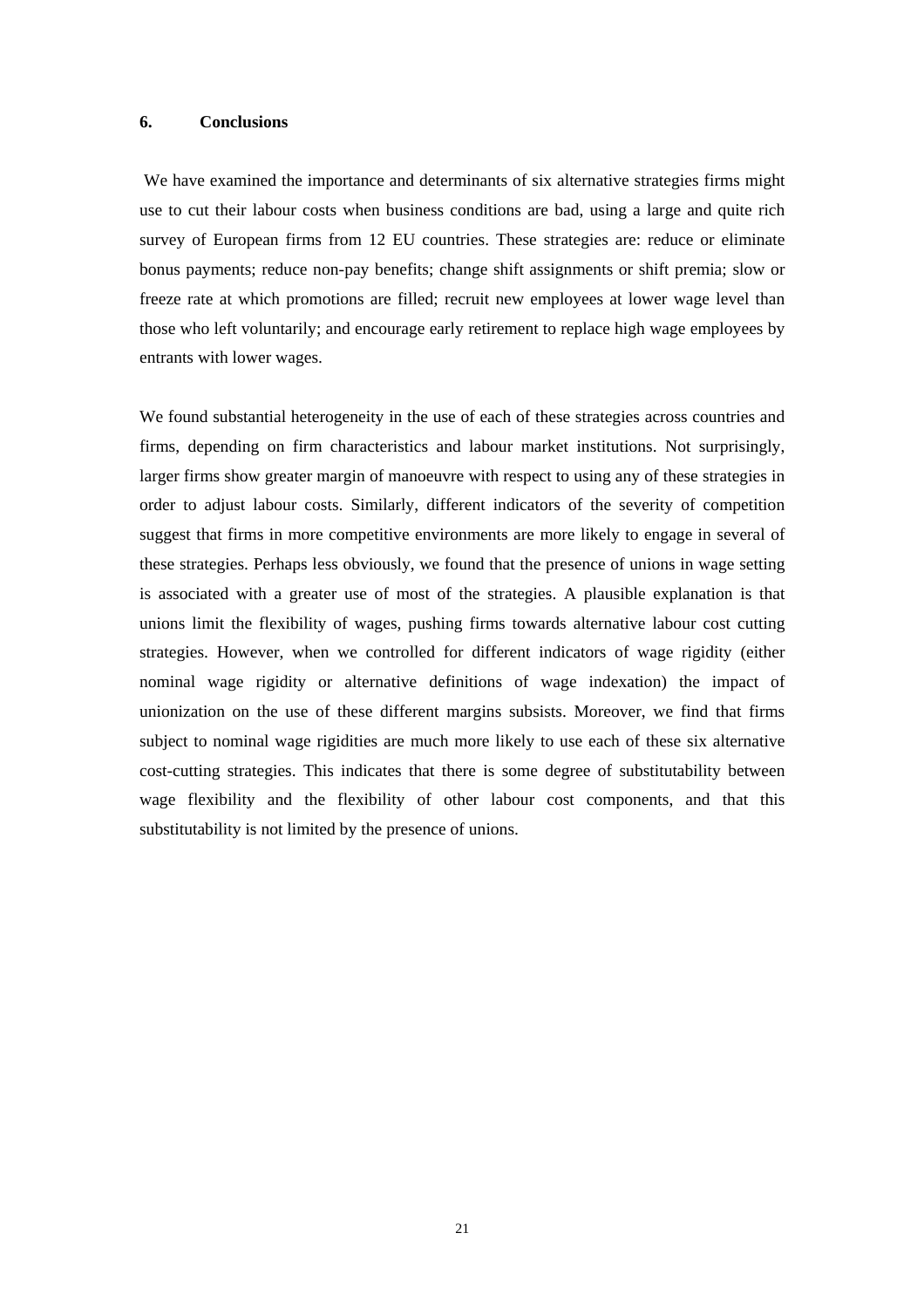## 6. Conclusions

We have examined the importance and determinants of six alternative strategies firms might use to cut their labour costs when business conditions are bad, using a large and quite rich survey of European firms from 12 EU countries. These strategies are: reduce or eliminate bonus payments; reduce non-pay benefits; change shift assignments or shift premia; slow or freeze rate at which promotions are filled; recruit new employees at lower wage level than those who left voluntarily; and encourage early retirement to replace high wage employees by entrants with lower wages.

We found substantial heterogeneity in the use of each of these strategies across countries and firms, depending on firm characteristics and labour market institutions. Not surprisingly, larger firms show greater margin of manoeuvre with respect to using any of these strategies in order to adjust labour costs. Similarly, different indicators of the severity of competition suggest that firms in more competitive environments are more likely to engage in several of these strategies. Perhaps less obviously, we found that the presence of unions in wage setting is associated with a greater use of most of the strategies. A plausible explanation is that unions limit the flexibility of wages, pushing firms towards alternative labour cost cutting strategies. However, when we controlled for different indicators of wage rigidity (either nominal wage rigidity or alternative definitions of wage indexation) the impact of unionization on the use of these different margins subsists. Moreover, we find that firms subject to nominal wage rigidities are much more likely to use each of these six alternative cost-cutting strategies. This indicates that there is some degree of substitutability between wage flexibility and the flexibility of other labour cost components, and that this substitutability is not limited by the presence of unions.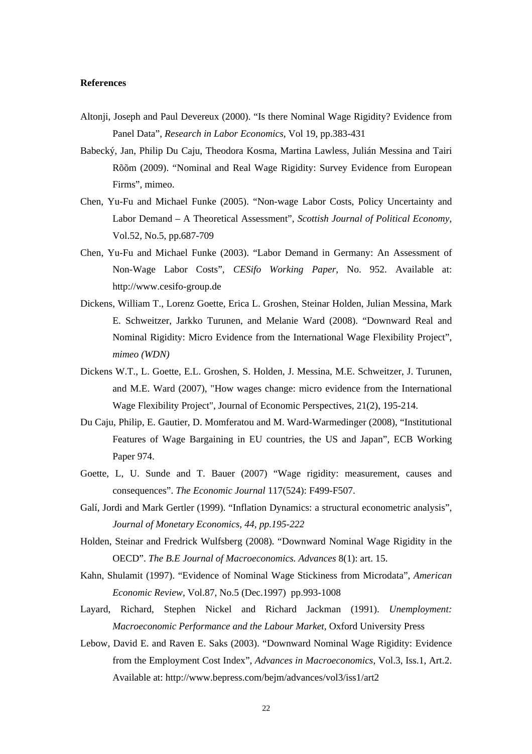**References**

Altonji, Joseph and Paul Devereux (2000). “Is there Nominal Wage Rigidity? Evidence from Panel Data”, *Research in Labor Economics,* Vol 19, pp.383-431

Babecký, Jan, Philip Du Caju, Theodora Kosma, Martina Lawless, Julián Messina and Tairi Rõõm (2009). “Nominal and Real Wage Rigidity: Survey Evidence from European Firms”, mimeo.

Chen, Yu-Fu and Michael Funke (2005). “Non-wage Labor Costs, Policy Uncertainty and Labor Demand – A Theoretical Assessment”, *Scottish Journal of Political Economy*, Vol.52, No.5, pp.687-709

Chen, Yu-Fu and Michael Funke (2003). “Labor Demand in Germany: An Assessment of Non-Wage Labor Costs”, *CESifo Working Paper*, No. 952. Available at: http://www.cesifo-group.de

Dickens, William T., Lorenz Goette, Erica L. Groshen, Steinar Holden, Julian Messina, Mark E. Schweitzer, Jarkko Turunen, and Melanie Ward (2008). “Downward Real and Nominal Rigidity: Micro Evidence from the International Wage Flexibility Project”, *mimeo (WDN)*

Dickens W.T., L. Goette, E.L. Groshen, S. Holden, J. Messina, M.E. Schweitzer, J. Turunen, and M.E. Ward (2007), "How wages change: micro evidence from the International Wage Flexibility Project", Journal of Economic Perspectives, 21(2), 195-214.

Du Caju, Philip, E. Gautier, D. Momferatou and M. Ward-Warmedinger (2008), “Institutional Features of Wage Bargaining in EU countries, the US and Japan”, ECB Working Paper 974.

Goette, L, U. Sunde and T. Bauer (2007) “Wage rigidity: measurement, causes and consequences”. *The Economic Journal* 117(524): F499-F507.

Galí, Jordi and Mark Gertler (1999). “Inflation Dynamics: a structural econometric analysis”, *Journal of Monetary Economics, 44, pp.195-222*

Holden, Steinar and Fredrick Wulfsberg (2008). “Downward Nominal Wage Rigidity in the OECD”. *The B.E Journal of Macroeconomics. Advances* 8(1): art. 15.

Kahn, Shulamit (1997). “Evidence of Nominal Wage Stickiness from Microdata”, *American Economic Review,* Vol.87, No.5 (Dec.1997) pp.993-1008

Layard, Richard, Stephen Nickel and Richard Jackman (1991). *Unemployment: Macroeconomic Performance and the Labour Market,* Oxford University Press

Lebow, David E. and Raven E. Saks (2003). “Downward Nominal Wage Rigidity: Evidence from the Employment Cost Index”, *Advances in Macroeconomics*, Vol.3, Iss.1, Art.2. Available at: http://www.bepress.com/bejm/advances/vol3/iss1/art2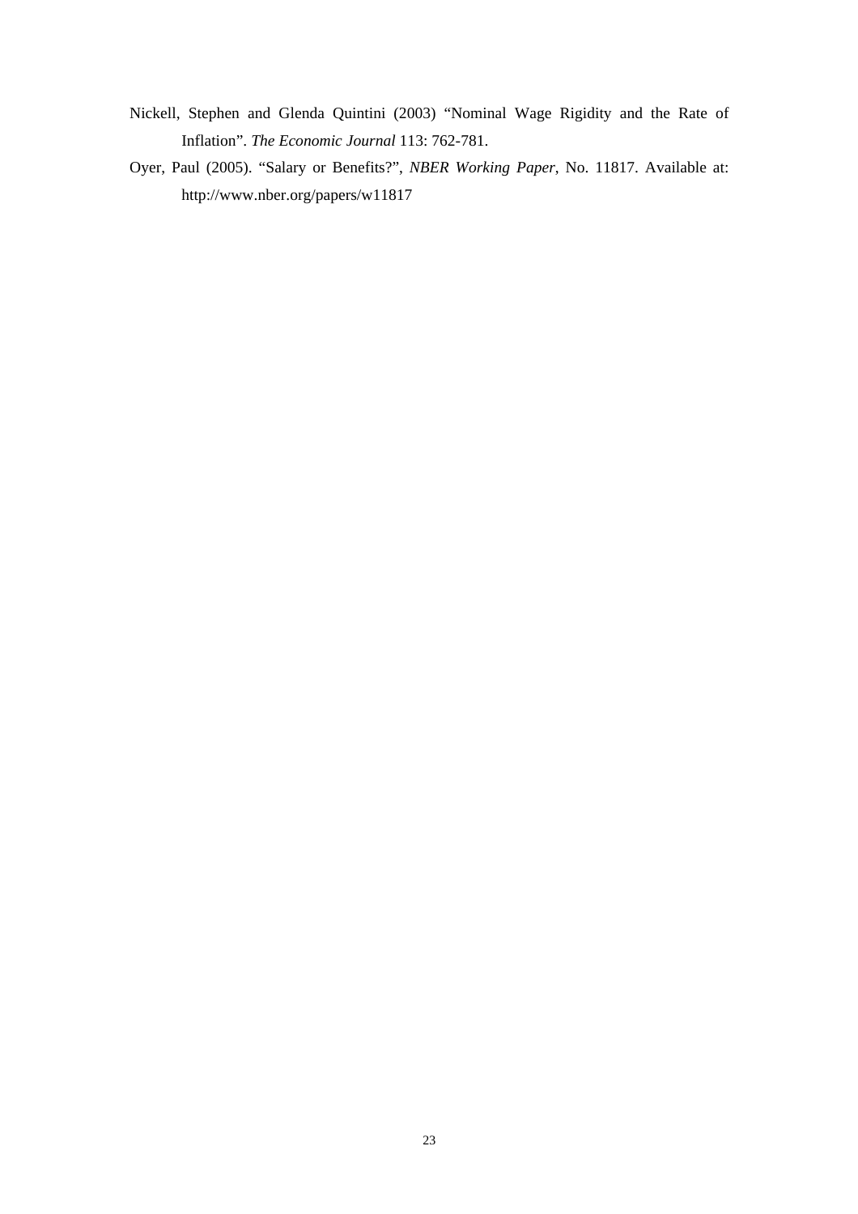Nickell, Stephen and Glenda Quintini (2003) "Nominal Wage Rigidity and the Rate of Inflation". *The Economic Journal* 113: 762-781.

Oyer, Paul (2005). "Salary or Benefits?", *NBER Working Paper*, No. 11817. Available at: http://www.nber.org/papers/w11817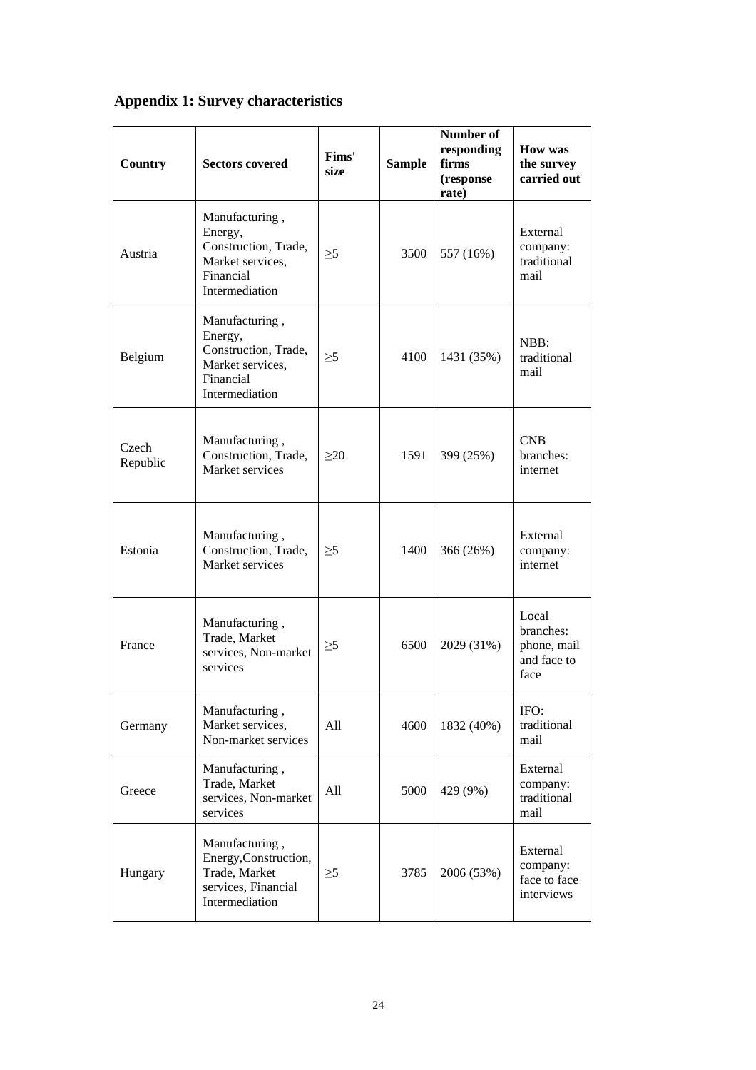## Appendix 1: Survey characteristics

| Country | Sectors covered | Fims' size | Sample | Number of responding firms (response rate) | How was the survey carried out |
|---|---|---|---|---|---|
| Austria | Manufacturing , Energy, Construction, Trade, Market services, Financial Intermediation | ≥5 | 3500 | 557 (16%) | External company: traditional mail |
| Belgium | Manufacturing , Energy, Construction, Trade, Market services, Financial Intermediation | ≥5 | 4100 | 1431 (35%) | NBB: traditional mail |
| Czech Republic | Manufacturing , Construction, Trade, Market services | ≥20 | 1591 | 399 (25%) | CNB branches: internet |
| Estonia | Manufacturing , Construction, Trade, Market services | ≥5 | 1400 | 366 (26%) | External company: internet |
| France | Manufacturing , Trade, Market services, Non-market services | ≥5 | 6500 | 2029 (31%) | Local branches: phone, mail and face to face |
| Germany | Manufacturing , Market services, Non-market services | All | 4600 | 1832 (40%) | IFO: traditional mail |
| Greece | Manufacturing , Trade, Market services, Non-market services | All | 5000 | 429 (9%) | External company: traditional mail |
| Hungary | Manufacturing , Energy,Construction, Trade, Market services, Financial Intermediation | ≥5 | 3785 | 2006 (53%) | External company: face to face interviews |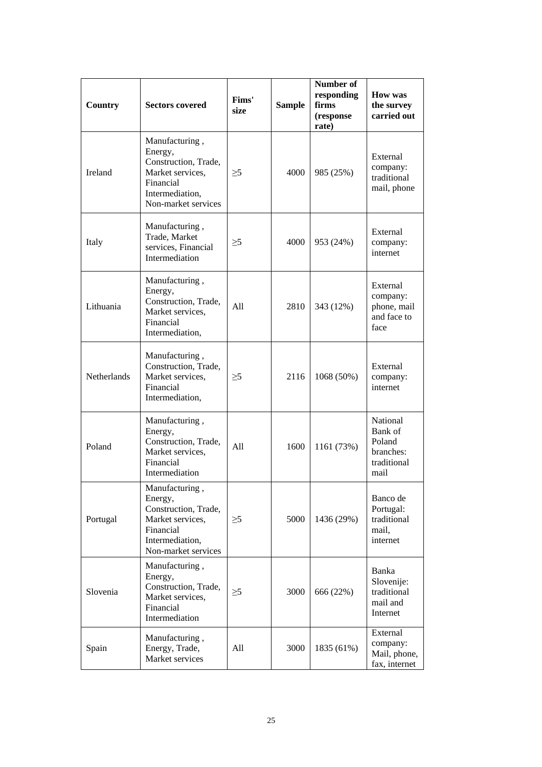| Country | Sectors covered | Fims' size | Sample | Number of responding firms (response rate) | How was the survey carried out |
|---|---|---|---|---|---|
| Ireland | Manufacturing , Energy, Construction, Trade, Market services, Financial Intermediation, Non-market services | ≥5 | 4000 | 985 (25%) | External company: traditional mail, phone |
| Italy | Manufacturing , Trade, Market services, Financial Intermediation | ≥5 | 4000 | 953 (24%) | External company: internet |
| Lithuania | Manufacturing , Energy, Construction, Trade, Market services, Financial Intermediation, | All | 2810 | 343 (12%) | External company: phone, mail and face to face |
| Netherlands | Manufacturing , Construction, Trade, Market services, Financial Intermediation, | ≥5 | 2116 | 1068 (50%) | External company: internet |
| Poland | Manufacturing , Energy, Construction, Trade, Market services, Financial Intermediation | All | 1600 | 1161 (73%) | National Bank of Poland branches: traditional mail |
| Portugal | Manufacturing , Energy, Construction, Trade, Market services, Financial Intermediation, Non-market services | ≥5 | 5000 | 1436 (29%) | Banco de Portugal: traditional mail, internet |
| Slovenia | Manufacturing , Energy, Construction, Trade, Market services, Financial Intermediation | ≥5 | 3000 | 666 (22%) | Banka Slovenije: traditional mail and Internet |
| Spain | Manufacturing , Energy, Trade, Market services | All | 3000 | 1835 (61%) | External company: Mail, phone, fax, internet |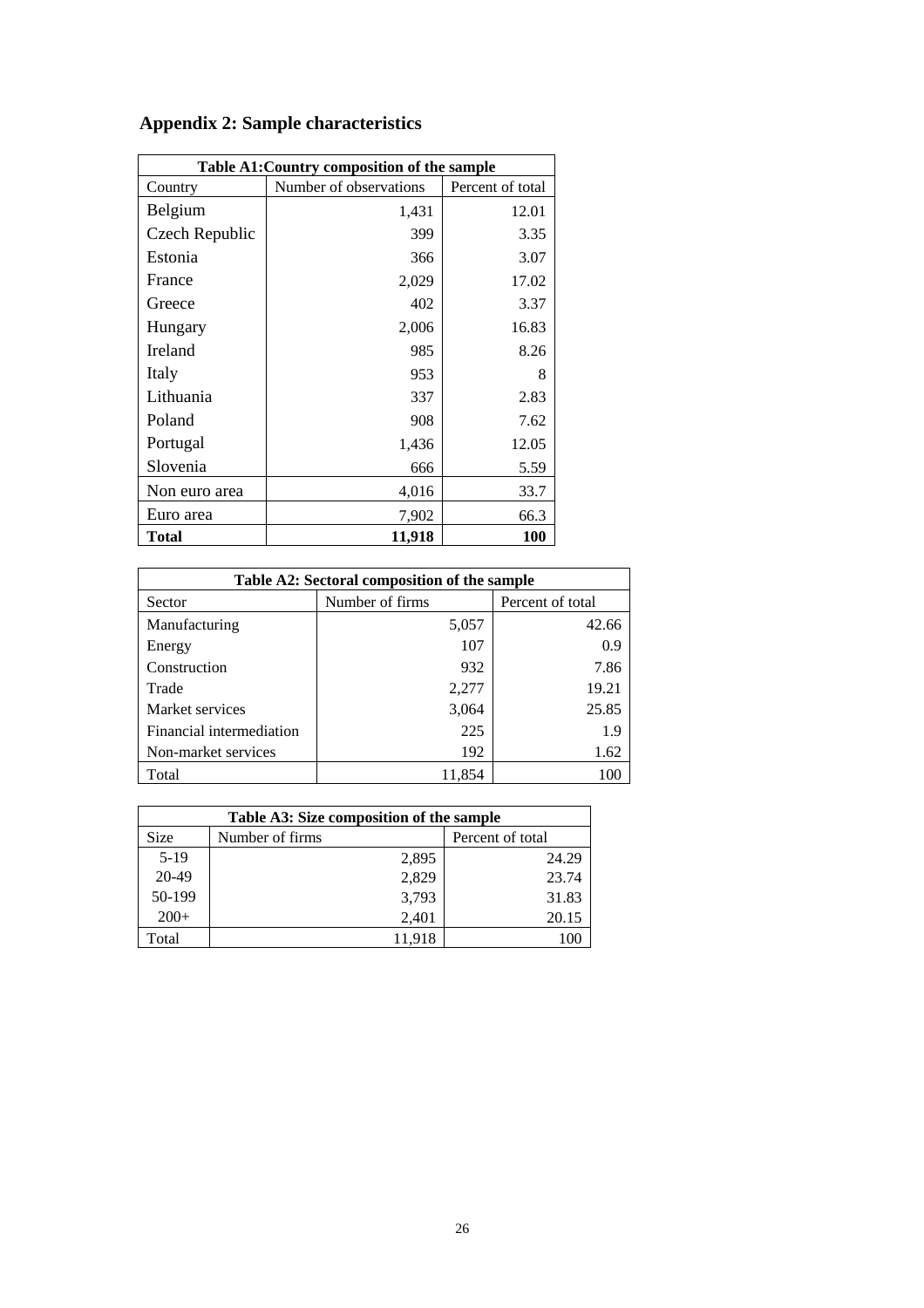## Appendix 2: Sample characteristics

| Table A1:Country composition of the sample | | |
|---|---|---|
| Country | Number of observations | Percent of total |
| Belgium | 1,431 | 12.01 |
| Czech Republic | 399 | 3.35 |
| Estonia | 366 | 3.07 |
| France | 2,029 | 17.02 |
| Greece | 402 | 3.37 |
| Hungary | 2,006 | 16.83 |
| Ireland | 985 | 8.26 |
| Italy | 953 | 8 |
| Lithuania | 337 | 2.83 |
| Poland | 908 | 7.62 |
| Portugal | 1,436 | 12.05 |
| Slovenia | 666 | 5.59 |
| Non euro area | 4,016 | 33.7 |
| Euro area | 7,902 | 66.3 |
| **Total** | **11,918** | **100** |

| Table A2: Sectoral composition of the sample | | |
|---|---|---|
| Sector | Number of firms | Percent of total |
| Manufacturing | 5,057 | 42.66 |
| Energy | 107 | 0.9 |
| Construction | 932 | 7.86 |
| Trade | 2,277 | 19.21 |
| Market services | 3,064 | 25.85 |
| Financial intermediation | 225 | 1.9 |
| Non-market services | 192 | 1.62 |
| Total | 11,854 | 100 |

| Table A3: Size composition of the sample | | |
|---|---|---|
| Size | Number of firms | Percent of total |
| 5-19 | 2,895 | 24.29 |
| 20-49 | 2,829 | 23.74 |
| 50-199 | 3,793 | 31.83 |
| 200+ | 2,401 | 20.15 |
| Total | 11,918 | 100 |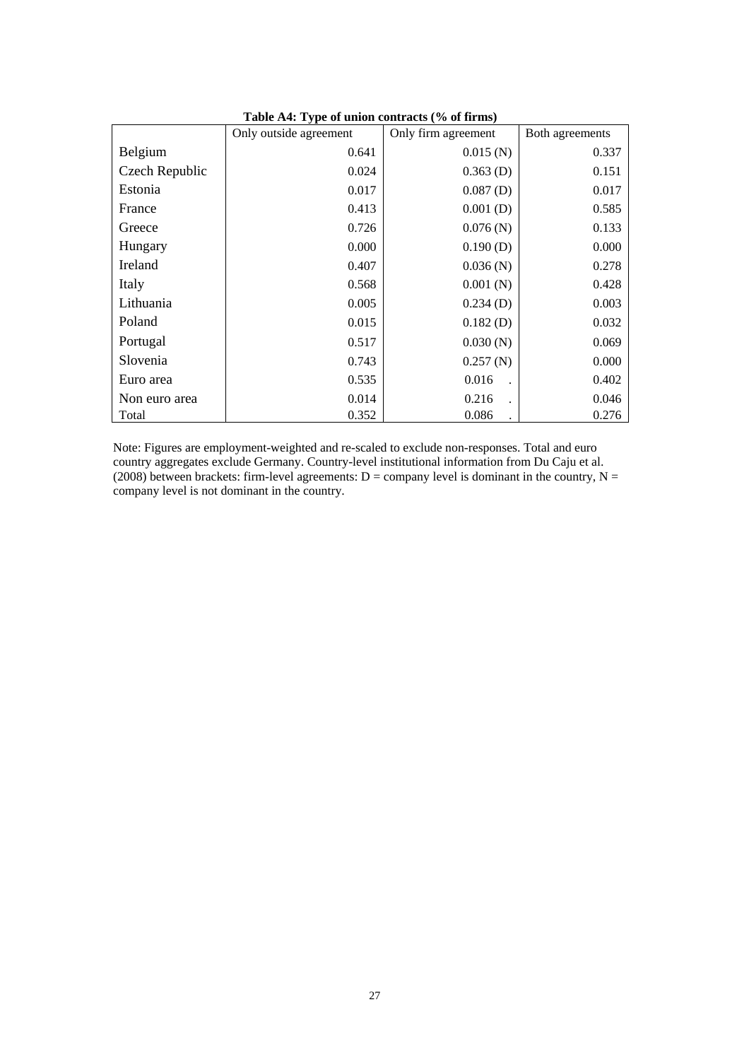**Table A4: Type of union contracts (% of firms)**

| | Only outside agreement | Only firm agreement | Both agreements |
|---|---|---|---|
| Belgium | 0.641 | 0.015 (N) | 0.337 |
| Czech Republic | 0.024 | 0.363 (D) | 0.151 |
| Estonia | 0.017 | 0.087 (D) | 0.017 |
| France | 0.413 | 0.001 (D) | 0.585 |
| Greece | 0.726 | 0.076 (N) | 0.133 |
| Hungary | 0.000 | 0.190 (D) | 0.000 |
| Ireland | 0.407 | 0.036 (N) | 0.278 |
| Italy | 0.568 | 0.001 (N) | 0.428 |
| Lithuania | 0.005 | 0.234 (D) | 0.003 |
| Poland | 0.015 | 0.182 (D) | 0.032 |
| Portugal | 0.517 | 0.030 (N) | 0.069 |
| Slovenia | 0.743 | 0.257 (N) | 0.000 |
| Euro area | 0.535 | 0.016 . | 0.402 |
| Non euro area | 0.014 | 0.216 . | 0.046 |
| Total | 0.352 | 0.086 . | 0.276 |

Note: Figures are employment-weighted and re-scaled to exclude non-responses. Total and euro country aggregates exclude Germany. Country-level institutional information from Du Caju et al. (2008) between brackets: firm-level agreements: D = company level is dominant in the country, N = company level is not dominant in the country.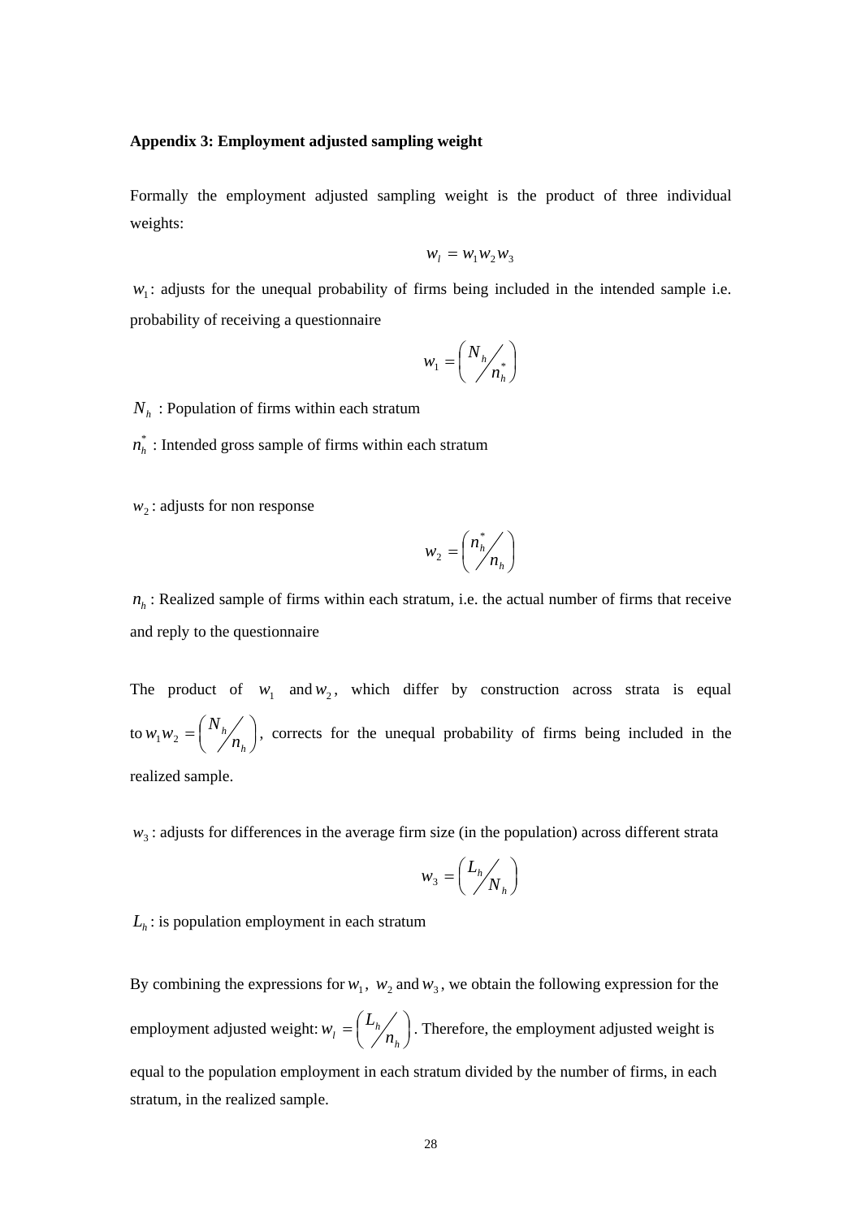**Appendix 3: Employment adjusted sampling weight**

Formally the employment adjusted sampling weight is the product of three individual weights:

$$w_l = w_1 w_2 w_3$$

$w_1$: adjusts for the unequal probability of firms being included in the intended sample i.e. probability of receiving a questionnaire

$$w_1 = \left( N_h \big/ n_h^* \right)$$

$N_h$ : Population of firms within each stratum

$n_h^*$ : Intended gross sample of firms within each stratum

$w_2$ : adjusts for non response

$$w_2 = \left( n_h^* \big/ n_h \right)$$

$n_h$ : Realized sample of firms within each stratum, i.e. the actual number of firms that receive and reply to the questionnaire

The product of $w_1$ and $w_2$, which differ by construction across strata is equal to $w_1 w_2 = \left( N_h \big/ n_h \right)$, corrects for the unequal probability of firms being included in the realized sample.

$w_3$ : adjusts for differences in the average firm size (in the population) across different strata

$$w_3 = \left( L_h \big/ N_h \right)$$

$L_h$ : is population employment in each stratum

By combining the expressions for $w_1$, $w_2$ and $w_3$, we obtain the following expression for the employment adjusted weight: $w_l = \left( L_h \big/ n_h \right)$. Therefore, the employment adjusted weight is equal to the population employment in each stratum divided by the number of firms, in each stratum, in the realized sample.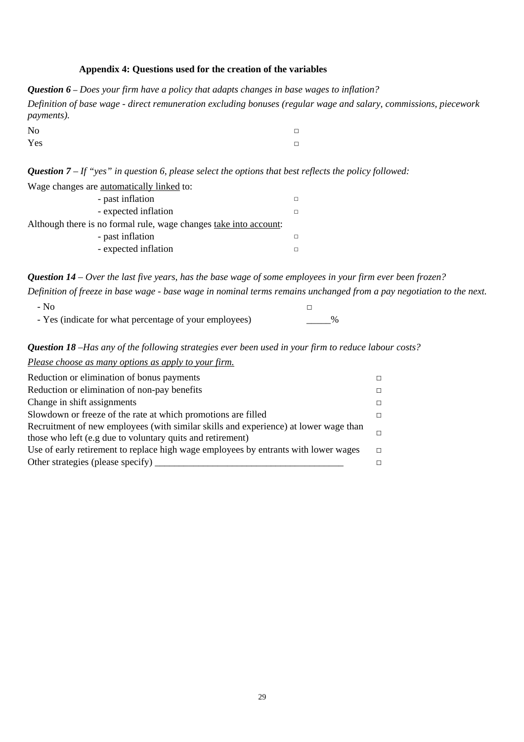### Appendix 4: Questions used for the creation of the variables

***Question 6** – Does your firm have a policy that adapts changes in base wages to inflation?*

*Definition of base wage - direct remuneration excluding bonuses (regular wage and salary, commissions, piecework payments).*

No □

Yes □

***Question 7** – If "yes" in question 6, please select the options that best reflects the policy followed:*

Wage changes are <u>automatically linked</u> to:

- past inflation □
- expected inflation □

Although there is no formal rule, wage changes <u>take into account</u>:

- past inflation □
- expected inflation □

***Question 14** – Over the last five years, has the base wage of some employees in your firm ever been frozen?*

*Definition of freeze in base wage - base wage in nominal terms remains unchanged from a pay negotiation to the next.*

- No □
- Yes (indicate for what percentage of your employees) _____%

***Question 18** –Has any of the following strategies ever been used in your firm to reduce labour costs?*

*<u>Please choose as many options as apply to your firm.</u>*

| | |
|---|---|
| Reduction or elimination of bonus payments | □ |
| Reduction or elimination of non-pay benefits | □ |
| Change in shift assignments | □ |
| Slowdown or freeze of the rate at which promotions are filled | □ |
| Recruitment of new employees (with similar skills and experience) at lower wage than those who left (e.g due to voluntary quits and retirement) | □ |
| Use of early retirement to replace high wage employees by entrants with lower wages | □ |
| Other strategies (please specify) _______________________________________ | □ |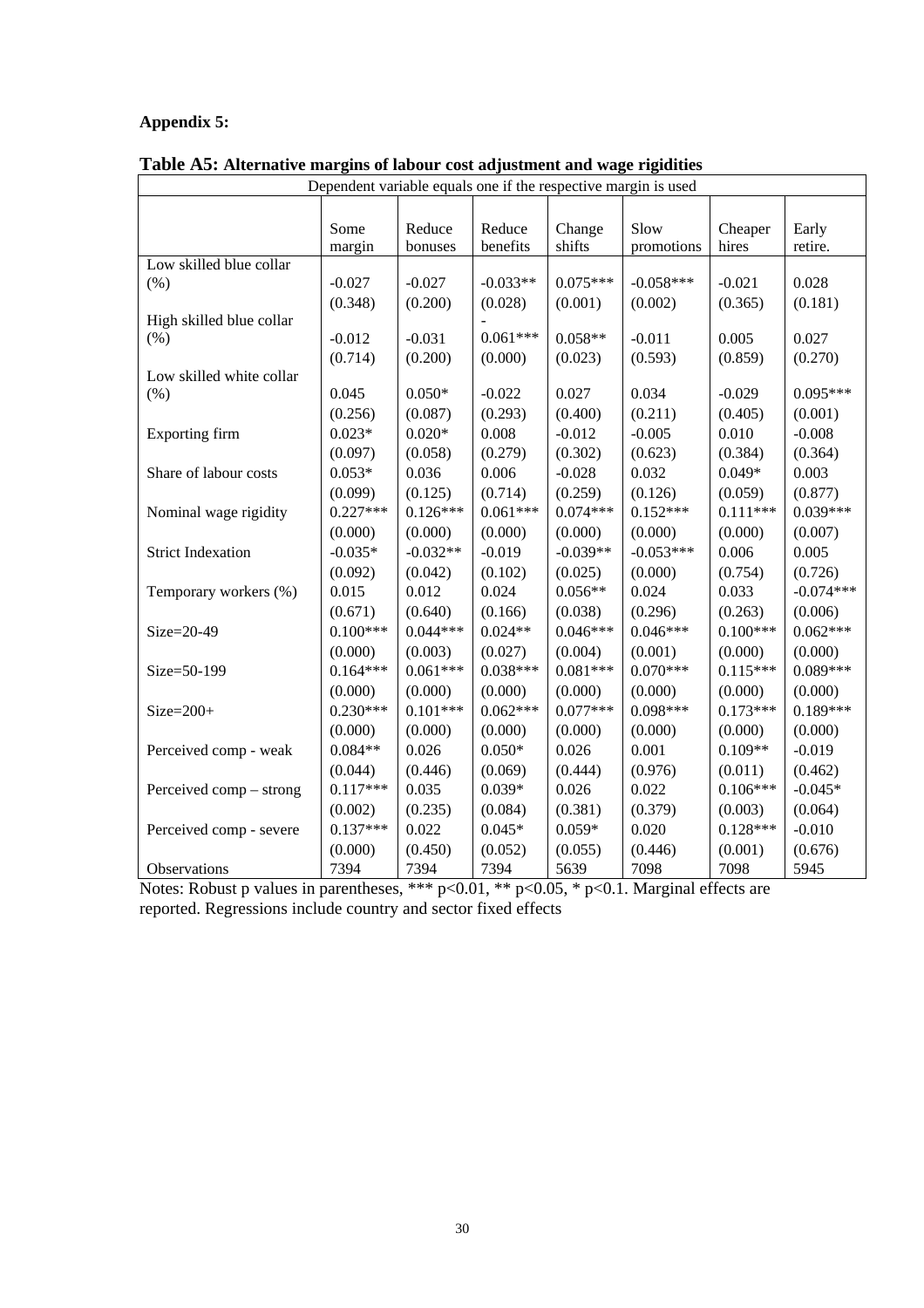**Appendix 5:**

**Table A5: Alternative margins of labour cost adjustment and wage rigidities**

| Dependent variable equals one if the respective margin is used | | | | | | | |
|---|---|---|---|---|---|---|---|
| | Some margin | Reduce bonuses | Reduce benefits | Change shifts | Slow promotions | Cheaper hires | Early retire. |
| Low skilled blue collar (%) | -0.027 | -0.027 | -0.033** | 0.075*** | -0.058*** | -0.021 | 0.028 |
| | (0.348) | (0.200) | (0.028) | (0.001) | (0.002) | (0.365) | (0.181) |
| High skilled blue collar (%) | -0.012 | -0.031 | -0.061*** | 0.058** | -0.011 | 0.005 | 0.027 |
| | (0.714) | (0.200) | (0.000) | (0.023) | (0.593) | (0.859) | (0.270) |
| Low skilled white collar (%) | 0.045 | 0.050* | -0.022 | 0.027 | 0.034 | -0.029 | 0.095*** |
| | (0.256) | (0.087) | (0.293) | (0.400) | (0.211) | (0.405) | (0.001) |
| Exporting firm | 0.023* | 0.020* | 0.008 | -0.012 | -0.005 | 0.010 | -0.008 |
| | (0.097) | (0.058) | (0.279) | (0.302) | (0.623) | (0.384) | (0.364) |
| Share of labour costs | 0.053* | 0.036 | 0.006 | -0.028 | 0.032 | 0.049* | 0.003 |
| | (0.099) | (0.125) | (0.714) | (0.259) | (0.126) | (0.059) | (0.877) |
| Nominal wage rigidity | 0.227*** | 0.126*** | 0.061*** | 0.074*** | 0.152*** | 0.111*** | 0.039*** |
| | (0.000) | (0.000) | (0.000) | (0.000) | (0.000) | (0.000) | (0.007) |
| Strict Indexation | -0.035* | -0.032** | -0.019 | -0.039** | -0.053*** | 0.006 | 0.005 |
| | (0.092) | (0.042) | (0.102) | (0.025) | (0.000) | (0.754) | (0.726) |
| Temporary workers (%) | 0.015 | 0.012 | 0.024 | 0.056** | 0.024 | 0.033 | -0.074*** |
| | (0.671) | (0.640) | (0.166) | (0.038) | (0.296) | (0.263) | (0.006) |
| Size=20-49 | 0.100*** | 0.044*** | 0.024** | 0.046*** | 0.046*** | 0.100*** | 0.062*** |
| | (0.000) | (0.003) | (0.027) | (0.004) | (0.001) | (0.000) | (0.000) |
| Size=50-199 | 0.164*** | 0.061*** | 0.038*** | 0.081*** | 0.070*** | 0.115*** | 0.089*** |
| | (0.000) | (0.000) | (0.000) | (0.000) | (0.000) | (0.000) | (0.000) |
| Size=200+ | 0.230*** | 0.101*** | 0.062*** | 0.077*** | 0.098*** | 0.173*** | 0.189*** |
| | (0.000) | (0.000) | (0.000) | (0.000) | (0.000) | (0.000) | (0.000) |
| Perceived comp - weak | 0.084** | 0.026 | 0.050* | 0.026 | 0.001 | 0.109** | -0.019 |
| | (0.044) | (0.446) | (0.069) | (0.444) | (0.976) | (0.011) | (0.462) |
| Perceived comp – strong | 0.117*** | 0.035 | 0.039* | 0.026 | 0.022 | 0.106*** | -0.045* |
| | (0.002) | (0.235) | (0.084) | (0.381) | (0.379) | (0.003) | (0.064) |
| Perceived comp - severe | 0.137*** | 0.022 | 0.045* | 0.059* | 0.020 | 0.128*** | -0.010 |
| | (0.000) | (0.450) | (0.052) | (0.055) | (0.446) | (0.001) | (0.676) |
| Observations | 7394 | 7394 | 7394 | 5639 | 7098 | 7098 | 5945 |

Notes: Robust p values in parentheses, *** p<0.01, ** p<0.05, * p<0.1. Marginal effects are reported. Regressions include country and sector fixed effects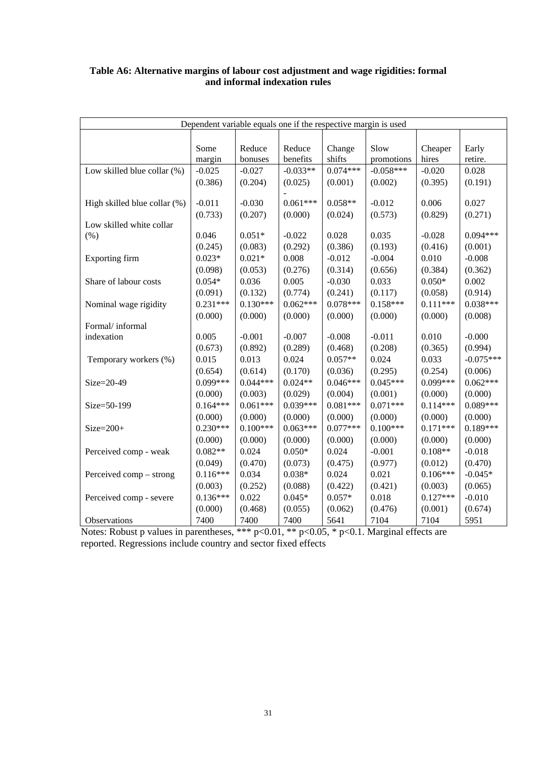**Table A6: Alternative margins of labour cost adjustment and wage rigidities: formal and informal indexation rules**

| Dependent variable equals one if the respective margin is used | | | | | | | |
|---|---|---|---|---|---|---|---|
| | Some margin | Reduce bonuses | Reduce benefits | Change shifts | Slow promotions | Cheaper hires | Early retire. |
| Low skilled blue collar (%) | -0.025 | -0.027 | -0.033** | 0.074*** | -0.058*** | -0.020 | 0.028 |
| | (0.386) | (0.204) | (0.025) | (0.001) | (0.002) | (0.395) | (0.191) |
| High skilled blue collar (%) | -0.011 | -0.030 | -0.061*** | 0.058** | -0.012 | 0.006 | 0.027 |
| | (0.733) | (0.207) | (0.000) | (0.024) | (0.573) | (0.829) | (0.271) |
| Low skilled white collar (%) | 0.046 | 0.051* | -0.022 | 0.028 | 0.035 | -0.028 | 0.094*** |
| | (0.245) | (0.083) | (0.292) | (0.386) | (0.193) | (0.416) | (0.001) |
| Exporting firm | 0.023* | 0.021* | 0.008 | -0.012 | -0.004 | 0.010 | -0.008 |
| | (0.098) | (0.053) | (0.276) | (0.314) | (0.656) | (0.384) | (0.362) |
| Share of labour costs | 0.054* | 0.036 | 0.005 | -0.030 | 0.033 | 0.050* | 0.002 |
| | (0.091) | (0.132) | (0.774) | (0.241) | (0.117) | (0.058) | (0.914) |
| Nominal wage rigidity | 0.231*** | 0.130*** | 0.062*** | 0.078*** | 0.158*** | 0.111*** | 0.038*** |
| | (0.000) | (0.000) | (0.000) | (0.000) | (0.000) | (0.000) | (0.008) |
| Formal/ informal indexation | 0.005 | -0.001 | -0.007 | -0.008 | -0.011 | 0.010 | -0.000 |
| | (0.673) | (0.892) | (0.289) | (0.468) | (0.208) | (0.365) | (0.994) |
| Temporary workers (%) | 0.015 | 0.013 | 0.024 | 0.057** | 0.024 | 0.033 | -0.075*** |
| | (0.654) | (0.614) | (0.170) | (0.036) | (0.295) | (0.254) | (0.006) |
| Size=20-49 | 0.099*** | 0.044*** | 0.024** | 0.046*** | 0.045*** | 0.099*** | 0.062*** |
| | (0.000) | (0.003) | (0.029) | (0.004) | (0.001) | (0.000) | (0.000) |
| Size=50-199 | 0.164*** | 0.061*** | 0.039*** | 0.081*** | 0.071*** | 0.114*** | 0.089*** |
| | (0.000) | (0.000) | (0.000) | (0.000) | (0.000) | (0.000) | (0.000) |
| Size=200+ | 0.230*** | 0.100*** | 0.063*** | 0.077*** | 0.100*** | 0.171*** | 0.189*** |
| | (0.000) | (0.000) | (0.000) | (0.000) | (0.000) | (0.000) | (0.000) |
| Perceived comp - weak | 0.082** | 0.024 | 0.050* | 0.024 | -0.001 | 0.108** | -0.018 |
| | (0.049) | (0.470) | (0.073) | (0.475) | (0.977) | (0.012) | (0.470) |
| Perceived comp – strong | 0.116*** | 0.034 | 0.038* | 0.024 | 0.021 | 0.106*** | -0.045* |
| | (0.003) | (0.252) | (0.088) | (0.422) | (0.421) | (0.003) | (0.065) |
| Perceived comp - severe | 0.136*** | 0.022 | 0.045* | 0.057* | 0.018 | 0.127*** | -0.010 |
| | (0.000) | (0.468) | (0.055) | (0.062) | (0.476) | (0.001) | (0.674) |
| Observations | 7400 | 7400 | 7400 | 5641 | 7104 | 7104 | 5951 |

Notes: Robust p values in parentheses, *** p<0.01, ** p<0.05, * p<0.1. Marginal effects are reported. Regressions include country and sector fixed effects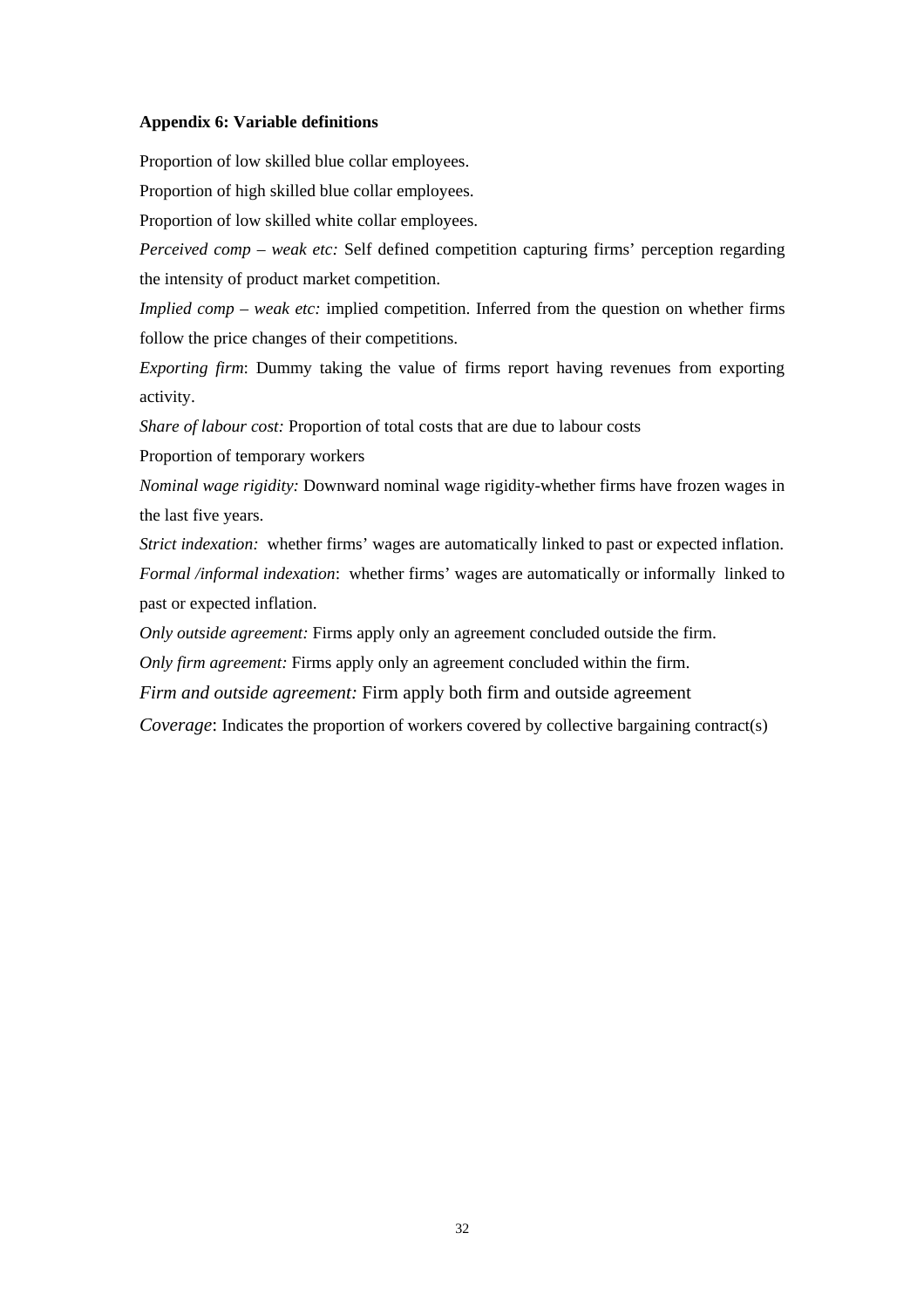**Appendix 6: Variable definitions**

Proportion of low skilled blue collar employees.

Proportion of high skilled blue collar employees.

Proportion of low skilled white collar employees.

*Perceived comp – weak etc:* Self defined competition capturing firms' perception regarding the intensity of product market competition.

*Implied comp – weak etc:* implied competition. Inferred from the question on whether firms follow the price changes of their competitions.

*Exporting firm*: Dummy taking the value of firms report having revenues from exporting activity.

*Share of labour cost:* Proportion of total costs that are due to labour costs

Proportion of temporary workers

*Nominal wage rigidity:* Downward nominal wage rigidity-whether firms have frozen wages in the last five years.

*Strict indexation:* whether firms' wages are automatically linked to past or expected inflation.

*Formal /informal indexation*: whether firms' wages are automatically or informally linked to past or expected inflation.

*Only outside agreement:* Firms apply only an agreement concluded outside the firm.

*Only firm agreement:* Firms apply only an agreement concluded within the firm.

*Firm and outside agreement:* Firm apply both firm and outside agreement

*Coverage*: Indicates the proportion of workers covered by collective bargaining contract(s)